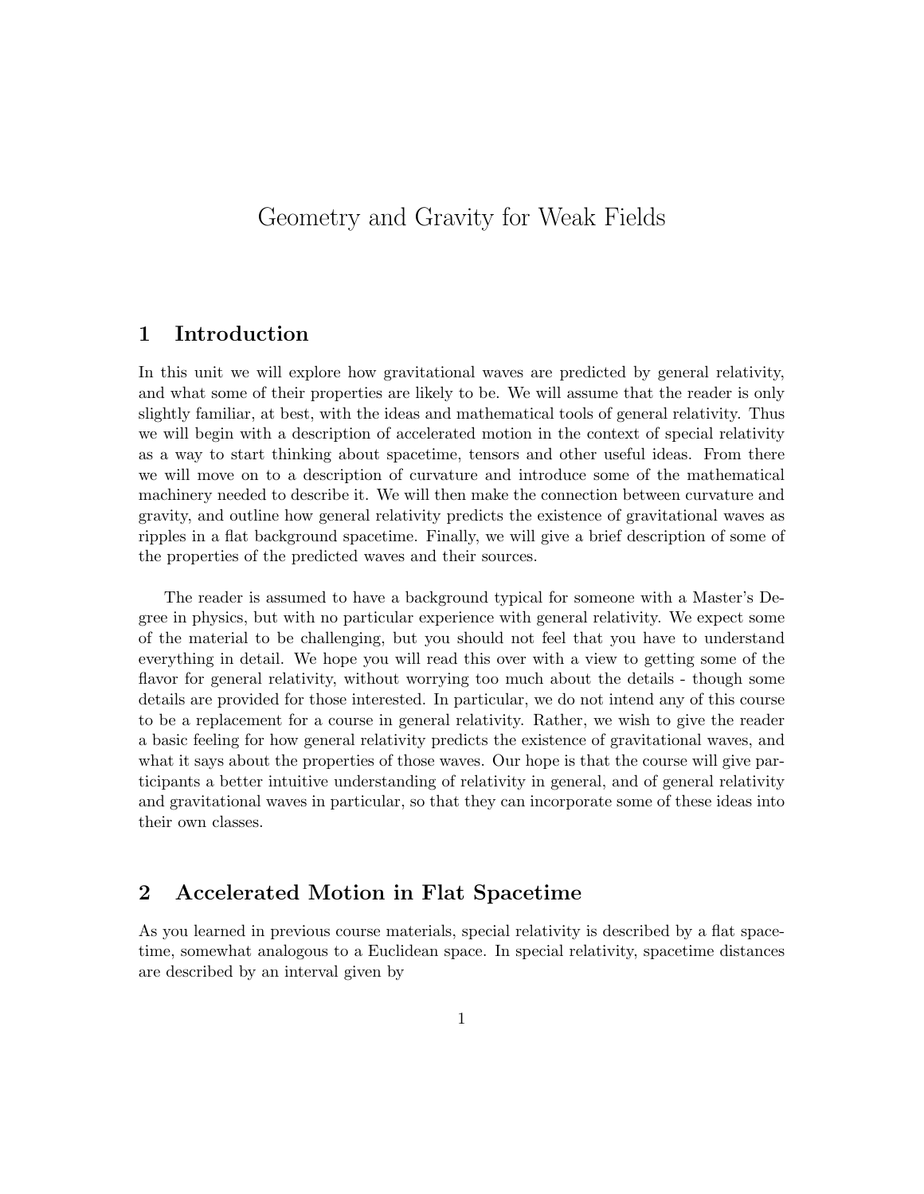# Geometry and Gravity for Weak Fields

## 1 Introduction

In this unit we will explore how gravitational waves are predicted by general relativity, and what some of their properties are likely to be. We will assume that the reader is only slightly familiar, at best, with the ideas and mathematical tools of general relativity. Thus we will begin with a description of accelerated motion in the context of special relativity as a way to start thinking about spacetime, tensors and other useful ideas. From there we will move on to a description of curvature and introduce some of the mathematical machinery needed to describe it. We will then make the connection between curvature and gravity, and outline how general relativity predicts the existence of gravitational waves as ripples in a flat background spacetime. Finally, we will give a brief description of some of the properties of the predicted waves and their sources.

The reader is assumed to have a background typical for someone with a Master's Degree in physics, but with no particular experience with general relativity. We expect some of the material to be challenging, but you should not feel that you have to understand everything in detail. We hope you will read this over with a view to getting some of the flavor for general relativity, without worrying too much about the details - though some details are provided for those interested. In particular, we do not intend any of this course to be a replacement for a course in general relativity. Rather, we wish to give the reader a basic feeling for how general relativity predicts the existence of gravitational waves, and what it says about the properties of those waves. Our hope is that the course will give participants a better intuitive understanding of relativity in general, and of general relativity and gravitational waves in particular, so that they can incorporate some of these ideas into their own classes.

## 2 Accelerated Motion in Flat Spacetime

As you learned in previous course materials, special relativity is described by a flat spacetime, somewhat analogous to a Euclidean space. In special relativity, spacetime distances are described by an interval given by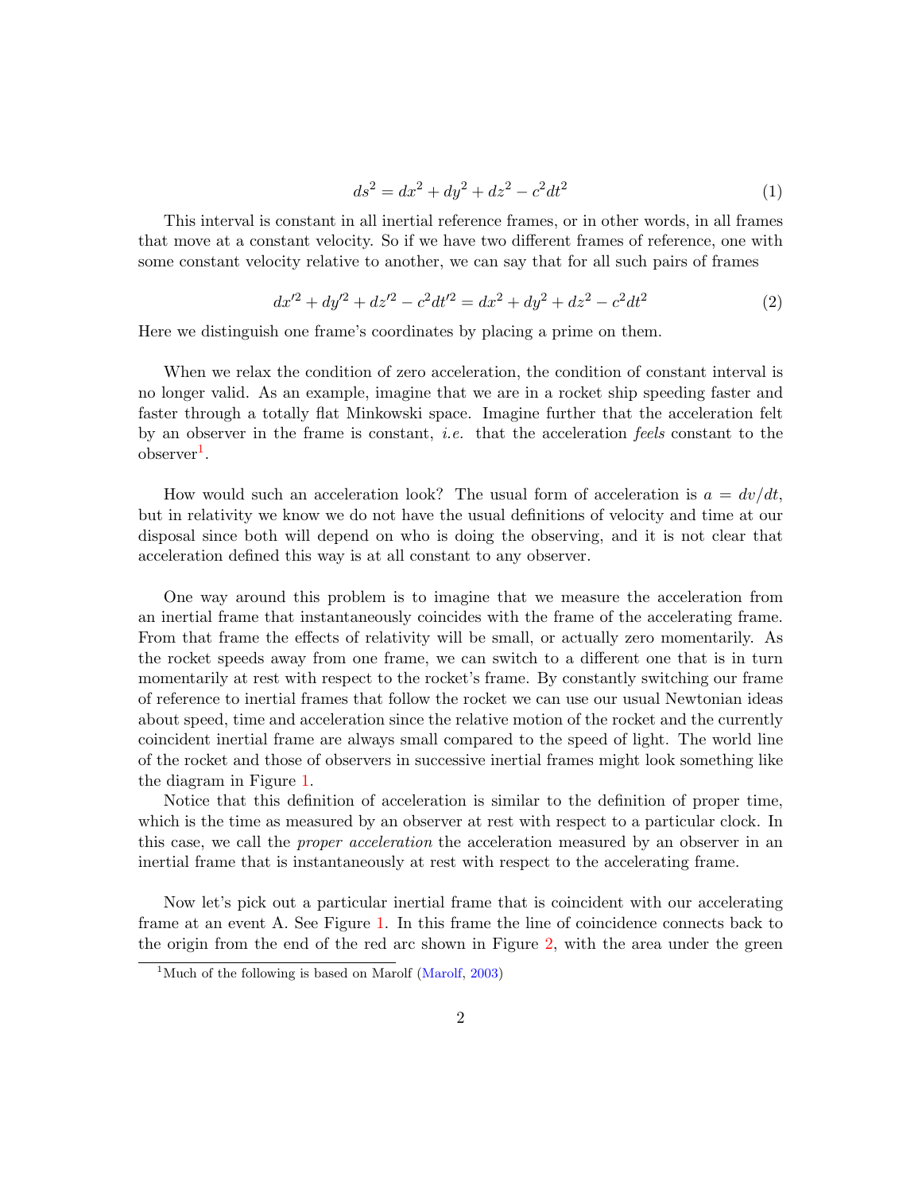$$ds^2 = dx^2 + dy^2 + dz^2 - c^2 dt^2 \tag{1}$$

This interval is constant in all inertial reference frames, or in other words, in all frames that move at a constant velocity. So if we have two different frames of reference, one with some constant velocity relative to another, we can say that for all such pairs of frames

$$dx'^2 + dy'^2 + dz'^2 - c^2 dt'^2 = dx^2 + dy^2 + dz^2 - c^2 dt^2 \tag{2}$$

Here we distinguish one frame's coordinates by placing a prime on them.

When we relax the condition of zero acceleration, the condition of constant interval is no longer valid. As an example, imagine that we are in a rocket ship speeding faster and faster through a totally flat Minkowski space. Imagine further that the acceleration felt by an observer in the frame is constant, *i.e.* that the acceleration *feels* constant to the observer[1].

How would such an acceleration look? The usual form of acceleration is $a = dv/dt$, but in relativity we know we do not have the usual definitions of velocity and time at our disposal since both will depend on who is doing the observing, and it is not clear that acceleration defined this way is at all constant to any observer.

One way around this problem is to imagine that we measure the acceleration from an inertial frame that instantaneously coincides with the frame of the accelerating frame. From that frame the effects of relativity will be small, or actually zero momentarily. As the rocket speeds away from one frame, we can switch to a different one that is in turn momentarily at rest with respect to the rocket's frame. By constantly switching our frame of reference to inertial frames that follow the rocket we can use our usual Newtonian ideas about speed, time and acceleration since the relative motion of the rocket and the currently coincident inertial frame are always small compared to the speed of light. The world line of the rocket and those of observers in successive inertial frames might look something like the diagram in Figure 1.

Notice that this definition of acceleration is similar to the definition of proper time, which is the time as measured by an observer at rest with respect to a particular clock. In this case, we call the *proper acceleration* the acceleration measured by an observer in an inertial frame that is instantaneously at rest with respect to the accelerating frame.

Now let's pick out a particular inertial frame that is coincident with our accelerating frame at an event A. See Figure 1. In this frame the line of coincidence connects back to the origin from the end of the red arc shown in Figure 2, with the area under the green

[1] Much of the following is based on Marolf (Marolf, 2003)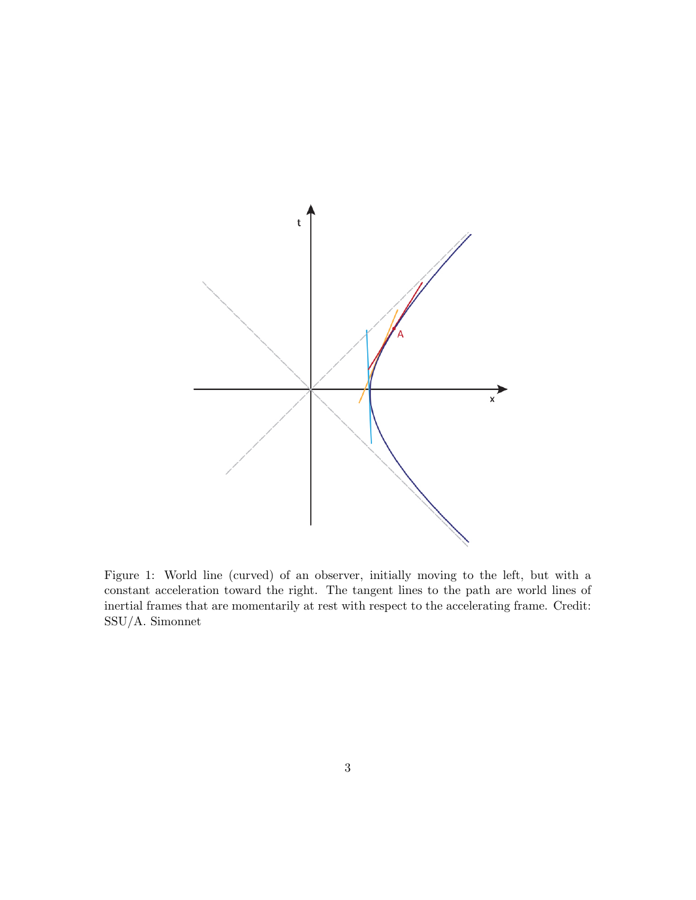Figure 1: World line (curved) of an observer, initially moving to the left, but with a constant acceleration toward the right. The tangent lines to the path are world lines of inertial frames that are momentarily at rest with respect to the accelerating frame. Credit: SSU/A. Simonnet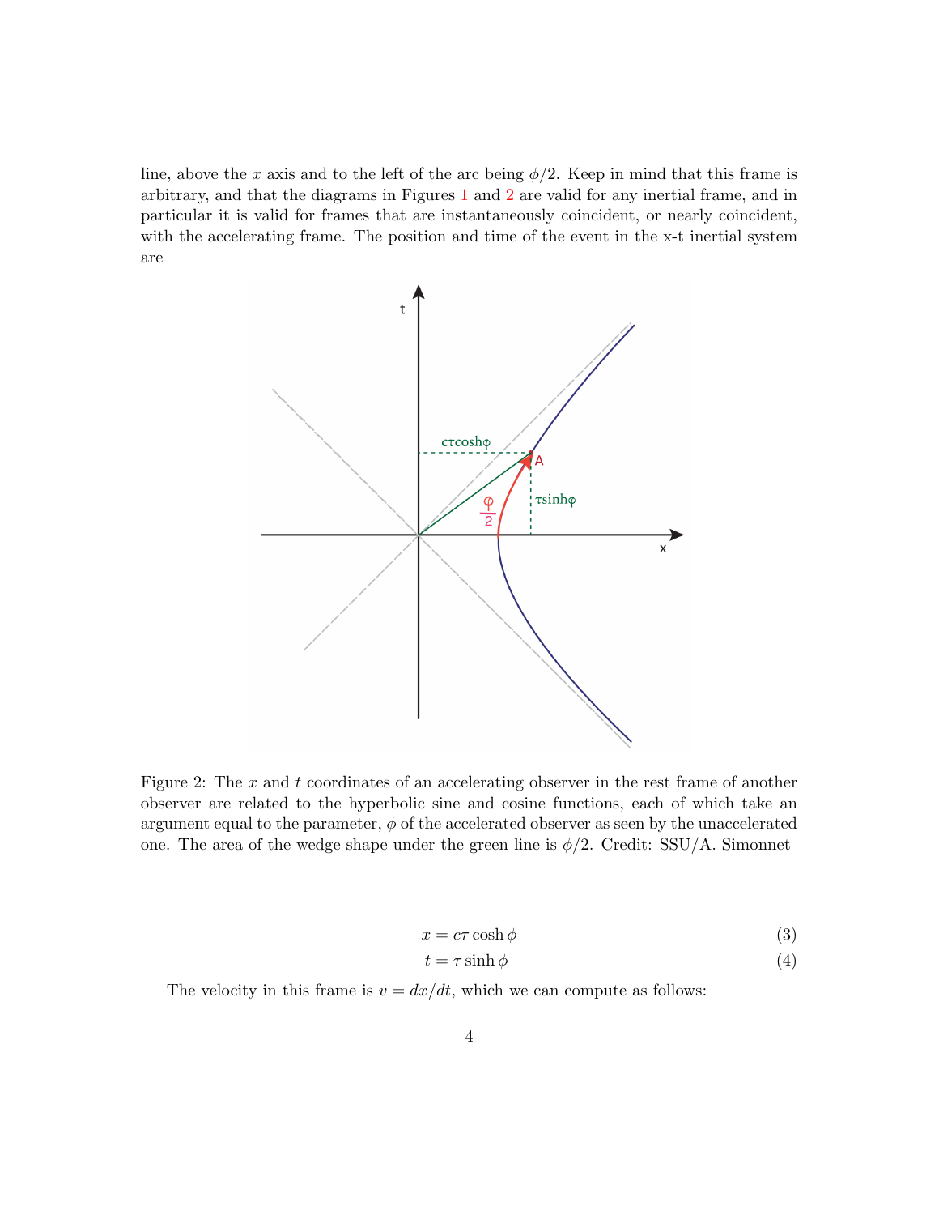line, above the $x$ axis and to the left of the arc being $\phi/2$. Keep in mind that this frame is arbitrary, and that the diagrams in Figures 1 and 2 are valid for any inertial frame, and in particular it is valid for frames that are instantaneously coincident, or nearly coincident, with the accelerating frame. The position and time of the event in the x-t inertial system are

Figure 2: The $x$ and $t$ coordinates of an accelerating observer in the rest frame of another observer are related to the hyperbolic sine and cosine functions, each of which take an argument equal to the parameter, $\phi$ of the accelerated observer as seen by the unaccelerated one. The area of the wedge shape under the green line is $\phi/2$. Credit: SSU/A. Simonnet

$$x = c\tau \cosh\phi \tag{3}$$

$$t = \tau \sinh\phi \tag{4}$$

The velocity in this frame is $v = dx/dt$, which we can compute as follows: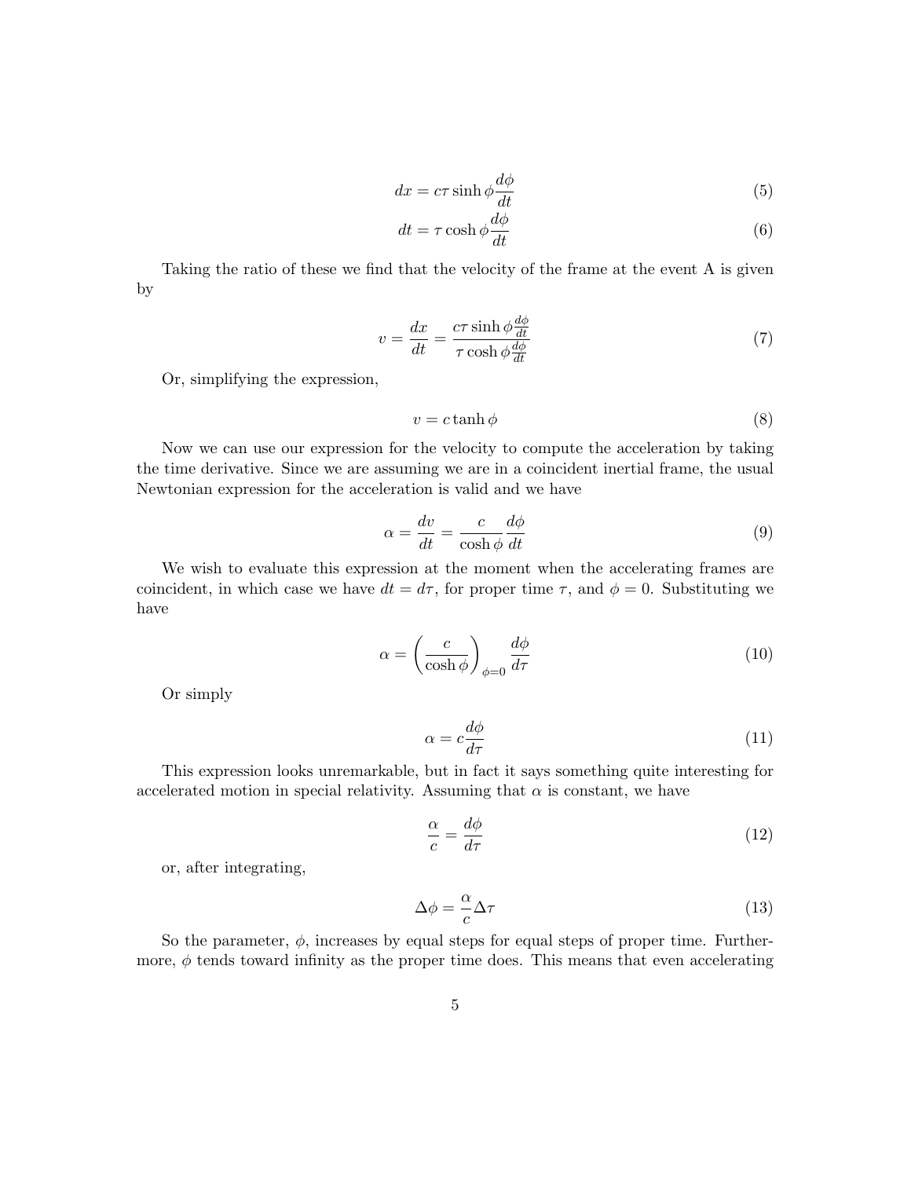$$dx = c\tau \sinh\phi \frac{d\phi}{dt} \tag{5}$$

$$dt = \tau \cosh\phi \frac{d\phi}{dt} \tag{6}$$

Taking the ratio of these we find that the velocity of the frame at the event A is given by

$$v = \frac{dx}{dt} = \frac{c\tau \sinh\phi \frac{d\phi}{dt}}{\tau \cosh\phi \frac{d\phi}{dt}} \tag{7}$$

Or, simplifying the expression,

$$v = c \tanh\phi \tag{8}$$

Now we can use our expression for the velocity to compute the acceleration by taking the time derivative. Since we are assuming we are in a coincident inertial frame, the usual Newtonian expression for the acceleration is valid and we have

$$\alpha = \frac{dv}{dt} = \frac{c}{\cosh\phi} \frac{d\phi}{dt} \tag{9}$$

We wish to evaluate this expression at the moment when the accelerating frames are coincident, in which case we have $dt = d\tau$, for proper time $\tau$, and $\phi = 0$. Substituting we have

$$\alpha = \left( \frac{c}{\cosh\phi} \right)_{\phi=0} \frac{d\phi}{d\tau} \tag{10}$$

Or simply

$$\alpha = c \frac{d\phi}{d\tau} \tag{11}$$

This expression looks unremarkable, but in fact it says something quite interesting for accelerated motion in special relativity. Assuming that $\alpha$ is constant, we have

$$\frac{\alpha}{c} = \frac{d\phi}{d\tau} \tag{12}$$

or, after integrating,

$$\Delta\phi = \frac{\alpha}{c} \Delta\tau \tag{13}$$

So the parameter, $\phi$, increases by equal steps for equal steps of proper time. Furthermore, $\phi$ tends toward infinity as the proper time does. This means that even accelerating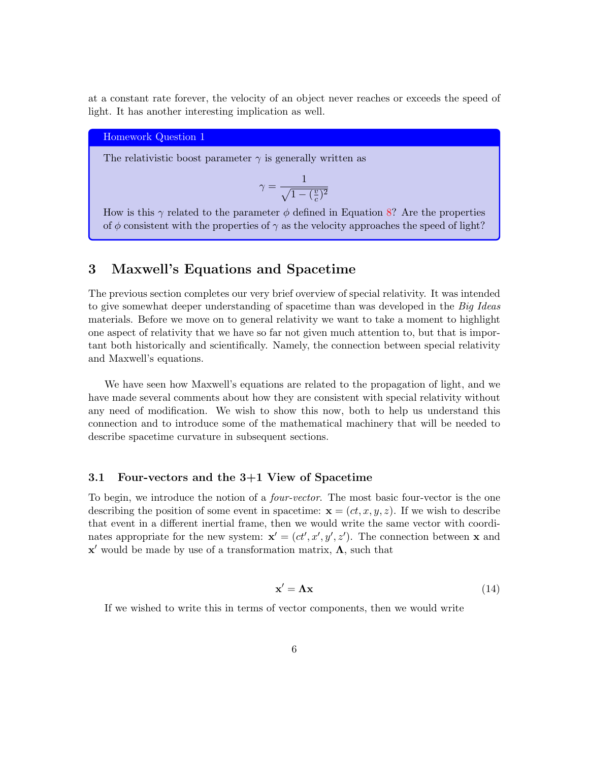at a constant rate forever, the velocity of an object never reaches or exceeds the speed of light. It has another interesting implication as well.

**Homework Question 1**

The relativistic boost parameter $\gamma$ is generally written as

$$\gamma = \frac{1}{\sqrt{1 - (\frac{v}{c})^2}}$$

How is this $\gamma$ related to the parameter $\phi$ defined in Equation 8? Are the properties of $\phi$ consistent with the properties of $\gamma$ as the velocity approaches the speed of light?

## 3 Maxwell's Equations and Spacetime

The previous section completes our very brief overview of special relativity. It was intended to give somewhat deeper understanding of spacetime than was developed in the *Big Ideas* materials. Before we move on to general relativity we want to take a moment to highlight one aspect of relativity that we have so far not given much attention to, but that is important both historically and scientifically. Namely, the connection between special relativity and Maxwell's equations.

We have seen how Maxwell's equations are related to the propagation of light, and we have made several comments about how they are consistent with special relativity without any need of modification. We wish to show this now, both to help us understand this connection and to introduce some of the mathematical machinery that will be needed to describe spacetime curvature in subsequent sections.

### 3.1 Four-vectors and the 3+1 View of Spacetime

To begin, we introduce the notion of a *four-vector*. The most basic four-vector is the one describing the position of some event in spacetime: $\mathbf{x} = (ct, x, y, z)$. If we wish to describe that event in a different inertial frame, then we would write the same vector with coordinates appropriate for the new system: $\mathbf{x}' = (ct', x', y', z')$. The connection between $\mathbf{x}$ and $\mathbf{x}'$ would be made by use of a transformation matrix, $\mathbf{\Lambda}$, such that

$$\mathbf{x}' = \mathbf{\Lambda}\mathbf{x} \tag{14}$$

If we wished to write this in terms of vector components, then we would write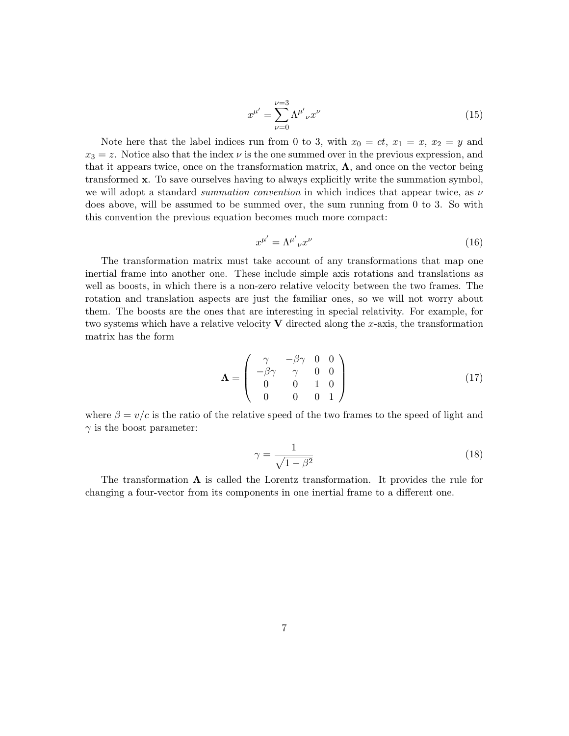$$x^{\mu'} = \sum_{\nu=0}^{\nu=3} \Lambda^{\mu'}{}_{\nu} x^{\nu} \tag{15}$$

Note here that the label indices run from 0 to 3, with $x_0 = ct$, $x_1 = x$, $x_2 = y$ and $x_3 = z$. Notice also that the index $\nu$ is the one summed over in the previous expression, and that it appears twice, once on the transformation matrix, $\mathbf{\Lambda}$, and once on the vector being transformed $\mathbf{x}$. To save ourselves having to always explicitly write the summation symbol, we will adopt a standard *summation convention* in which indices that appear twice, as $\nu$ does above, will be assumed to be summed over, the sum running from 0 to 3. So with this convention the previous equation becomes much more compact:

$$x^{\mu'} = \Lambda^{\mu'}{}_{\nu} x^{\nu} \tag{16}$$

The transformation matrix must take account of any transformations that map one inertial frame into another one. These include simple axis rotations and translations as well as boosts, in which there is a non-zero relative velocity between the two frames. The rotation and translation aspects are just the familiar ones, so we will not worry about them. The boosts are the ones that are interesting in special relativity. For example, for two systems which have a relative velocity $\mathbf{V}$ directed along the $x$-axis, the transformation matrix has the form

$$\mathbf{\Lambda} = \begin{pmatrix} \gamma & -\beta\gamma & 0 & 0 \\ -\beta\gamma & \gamma & 0 & 0 \\ 0 & 0 & 1 & 0 \\ 0 & 0 & 0 & 1 \end{pmatrix} \tag{17}$$

where $\beta = v/c$ is the ratio of the relative speed of the two frames to the speed of light and $\gamma$ is the boost parameter:

$$\gamma = \frac{1}{\sqrt{1-\beta^2}} \tag{18}$$

The transformation $\mathbf{\Lambda}$ is called the Lorentz transformation. It provides the rule for changing a four-vector from its components in one inertial frame to a different one.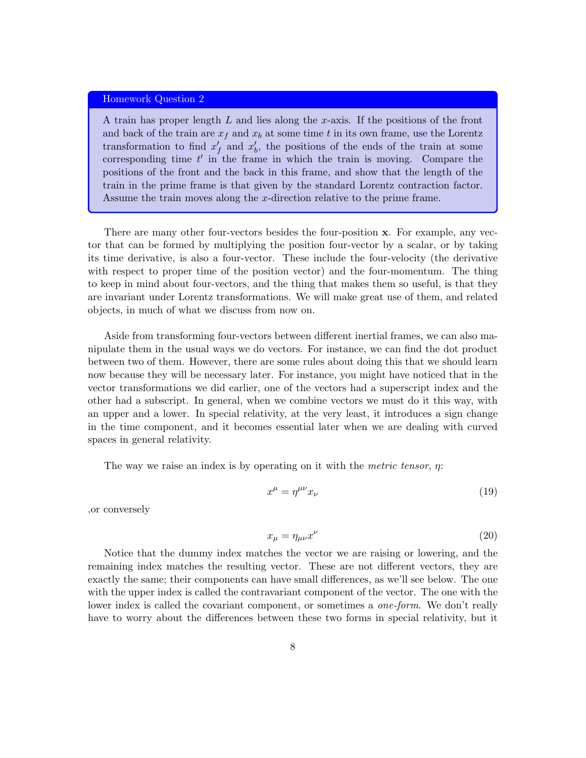> **Homework Question 2**
>
> A train has proper length $L$ and lies along the $x$-axis. If the positions of the front and back of the train are $x_f$ and $x_b$ at some time $t$ in its own frame, use the Lorentz transformation to find $x'_f$ and $x'_b$, the positions of the ends of the train at some corresponding time $t'$ in the frame in which the train is moving. Compare the positions of the front and the back in this frame, and show that the length of the train in the prime frame is that given by the standard Lorentz contraction factor. Assume the train moves along the $x$-direction relative to the prime frame.

There are many other four-vectors besides the four-position $\mathbf{x}$. For example, any vector that can be formed by multiplying the position four-vector by a scalar, or by taking its time derivative, is also a four-vector. These include the four-velocity (the derivative with respect to proper time of the position vector) and the four-momentum. The thing to keep in mind about four-vectors, and the thing that makes them so useful, is that they are invariant under Lorentz transformations. We will make great use of them, and related objects, in much of what we discuss from now on.

Aside from transforming four-vectors between different inertial frames, we can also manipulate them in the usual ways we do vectors. For instance, we can find the dot product between two of them. However, there are some rules about doing this that we should learn now because they will be necessary later. For instance, you might have noticed that in the vector transformations we did earlier, one of the vectors had a superscript index and the other had a subscript. In general, when we combine vectors we must do it this way, with an upper and a lower. In special relativity, at the very least, it introduces a sign change in the time component, and it becomes essential later when we are dealing with curved spaces in general relativity.

The way we raise an index is by operating on it with the *metric tensor*, $\eta$:

$$x^{\mu} = \eta^{\mu\nu} x_{\nu} \tag{19}$$

,or conversely

$$x_{\mu} = \eta_{\mu\nu} x^{\nu} \tag{20}$$

Notice that the dummy index matches the vector we are raising or lowering, and the remaining index matches the resulting vector. These are not different vectors, they are exactly the same; their components can have small differences, as we'll see below. The one with the upper index is called the contravariant component of the vector. The one with the lower index is called the covariant component, or sometimes a *one-form*. We don't really have to worry about the differences between these two forms in special relativity, but it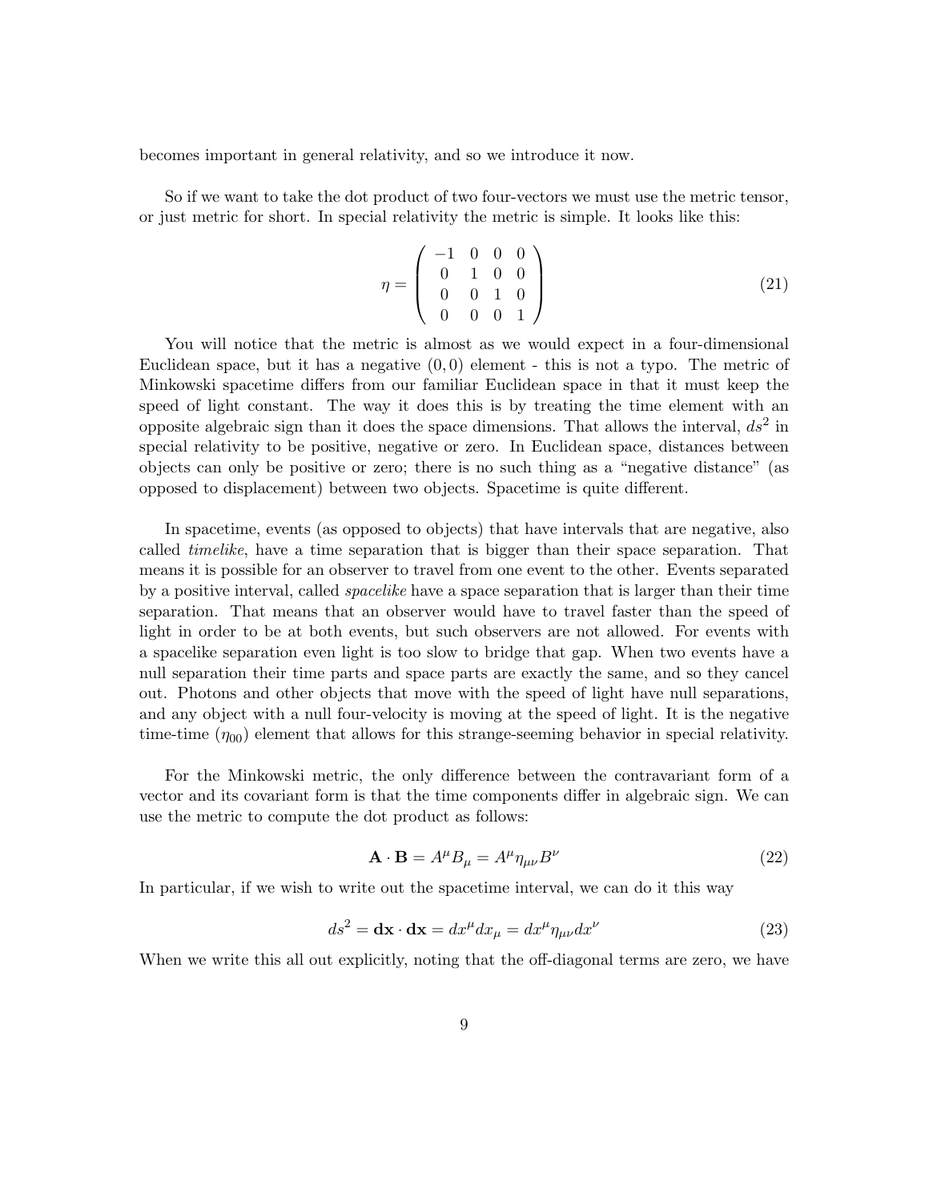becomes important in general relativity, and so we introduce it now.

So if we want to take the dot product of two four-vectors we must use the metric tensor, or just metric for short. In special relativity the metric is simple. It looks like this:

$$\eta = \begin{pmatrix} -1 & 0 & 0 & 0 \\ 0 & 1 & 0 & 0 \\ 0 & 0 & 1 & 0 \\ 0 & 0 & 0 & 1 \end{pmatrix} \tag{21}$$

You will notice that the metric is almost as we would expect in a four-dimensional Euclidean space, but it has a negative $(0,0)$ element - this is not a typo. The metric of Minkowski spacetime differs from our familiar Euclidean space in that it must keep the speed of light constant. The way it does this is by treating the time element with an opposite algebraic sign than it does the space dimensions. That allows the interval, $ds^2$ in special relativity to be positive, negative or zero. In Euclidean space, distances between objects can only be positive or zero; there is no such thing as a "negative distance" (as opposed to displacement) between two objects. Spacetime is quite different.

In spacetime, events (as opposed to objects) that have intervals that are negative, also called *timelike*, have a time separation that is bigger than their space separation. That means it is possible for an observer to travel from one event to the other. Events separated by a positive interval, called *spacelike* have a space separation that is larger than their time separation. That means that an observer would have to travel faster than the speed of light in order to be at both events, but such observers are not allowed. For events with a spacelike separation even light is too slow to bridge that gap. When two events have a null separation their time parts and space parts are exactly the same, and so they cancel out. Photons and other objects that move with the speed of light have null separations, and any object with a null four-velocity is moving at the speed of light. It is the negative time-time ($\eta_{00}$) element that allows for this strange-seeming behavior in special relativity.

For the Minkowski metric, the only difference between the contravariant form of a vector and its covariant form is that the time components differ in algebraic sign. We can use the metric to compute the dot product as follows:

$$\mathbf{A} \cdot \mathbf{B} = A^{\mu} B_{\mu} = A^{\mu} \eta_{\mu\nu} B^{\nu} \tag{22}$$

In particular, if we wish to write out the spacetime interval, we can do it this way

$$ds^2 = \mathbf{dx} \cdot \mathbf{dx} = dx^{\mu} dx_{\mu} = dx^{\mu} \eta_{\mu\nu} dx^{\nu} \tag{23}$$

When we write this all out explicitly, noting that the off-diagonal terms are zero, we have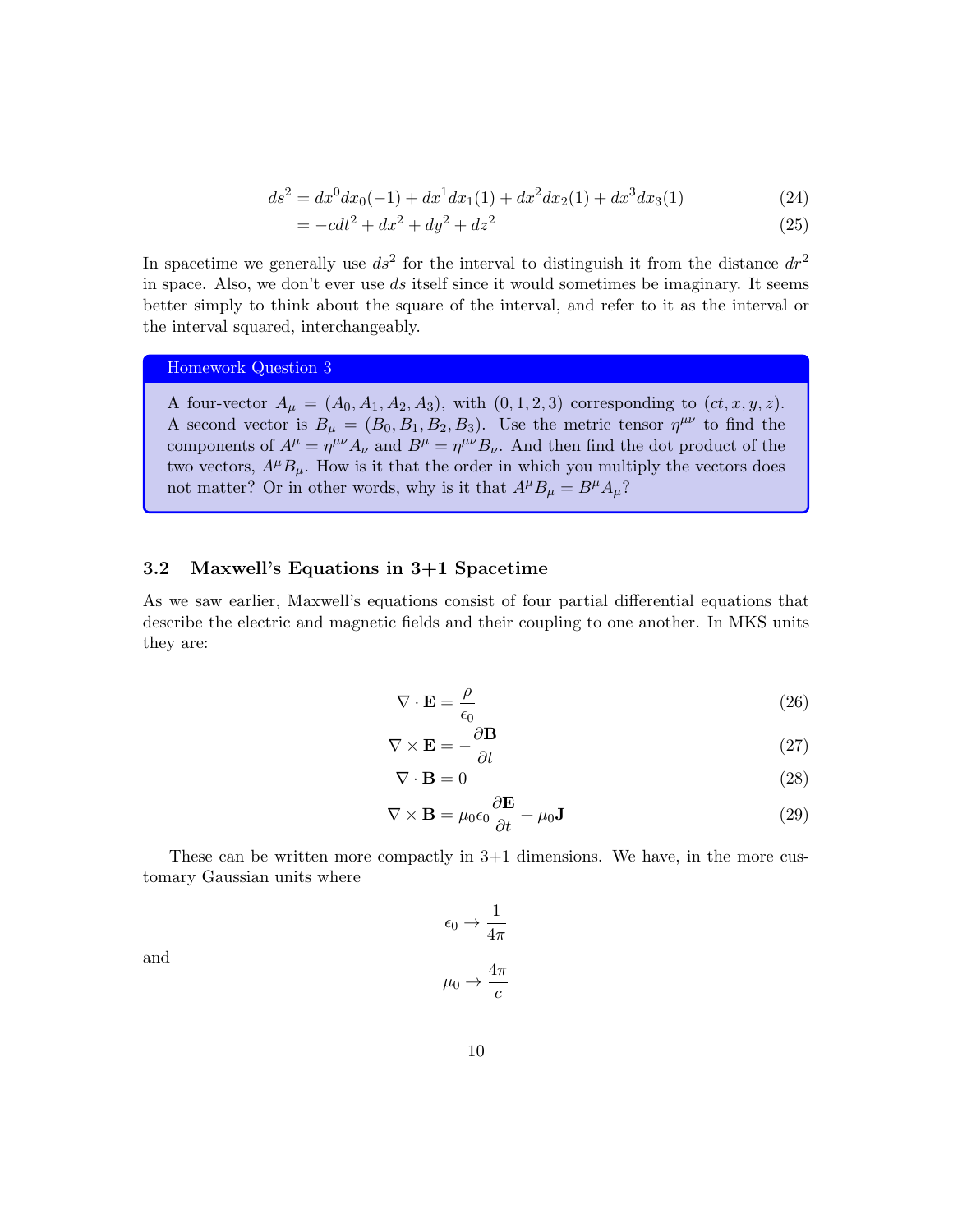$$ds^2 = dx^0 dx_0(-1) + dx^1 dx_1(1) + dx^2 dx_2(1) + dx^3 dx_3(1) \tag{24}$$

$$= -cdt^2 + dx^2 + dy^2 + dz^2 \tag{25}$$

In spacetime we generally use $ds^2$ for the interval to distinguish it from the distance $dr^2$ in space. Also, we don't ever use $ds$ itself since it would sometimes be imaginary. It seems better simply to think about the square of the interval, and refer to it as the interval or the interval squared, interchangeably.

> **Homework Question 3**
>
> A four-vector $A_\mu = (A_0, A_1, A_2, A_3)$, with $(0, 1, 2, 3)$ corresponding to $(ct, x, y, z)$. A second vector is $B_\mu = (B_0, B_1, B_2, B_3)$. Use the metric tensor $\eta^{\mu\nu}$ to find the components of $A^\mu = \eta^{\mu\nu} A_\nu$ and $B^\mu = \eta^{\mu\nu} B_\nu$. And then find the dot product of the two vectors, $A^\mu B_\mu$. How is it that the order in which you multiply the vectors does not matter? Or in other words, why is it that $A^\mu B_\mu = B^\mu A_\mu$?

### 3.2 Maxwell's Equations in 3+1 Spacetime

As we saw earlier, Maxwell's equations consist of four partial differential equations that describe the electric and magnetic fields and their coupling to one another. In MKS units they are:

$$\nabla \cdot \mathbf{E} = \frac{\rho}{\epsilon_0} \tag{26}$$

$$\nabla \times \mathbf{E} = -\frac{\partial \mathbf{B}}{\partial t} \tag{27}$$

$$\nabla \cdot \mathbf{B} = 0 \tag{28}$$

$$\nabla \times \mathbf{B} = \mu_0 \epsilon_0 \frac{\partial \mathbf{E}}{\partial t} + \mu_0 \mathbf{J} \tag{29}$$

These can be written more compactly in 3+1 dimensions. We have, in the more customary Gaussian units where

$$\epsilon_0 \to \frac{1}{4\pi}$$

and

$$\mu_0 \to \frac{4\pi}{c}$$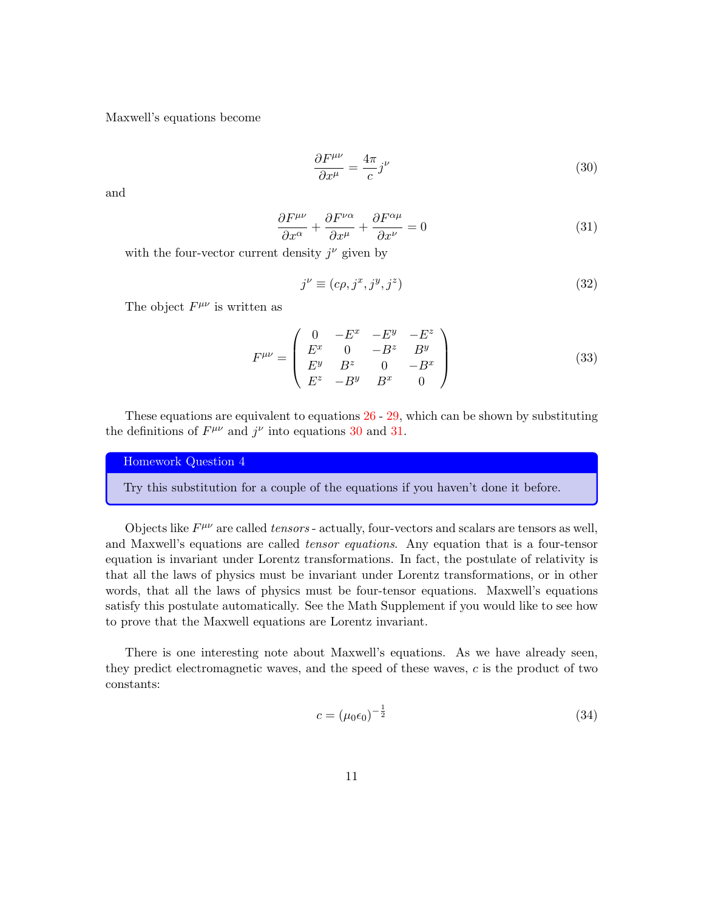Maxwell's equations become

$$\frac{\partial F^{\mu\nu}}{\partial x^{\mu}} = \frac{4\pi}{c} j^{\nu} \tag{30}$$

and

$$\frac{\partial F^{\mu\nu}}{\partial x^{\alpha}} + \frac{\partial F^{\nu\alpha}}{\partial x^{\mu}} + \frac{\partial F^{\alpha\mu}}{\partial x^{\nu}} = 0 \tag{31}$$

with the four-vector current density $j^{\nu}$ given by

$$j^{\nu} \equiv (c\rho, j^x, j^y, j^z) \tag{32}$$

The object $F^{\mu\nu}$ is written as

$$F^{\mu\nu} = \begin{pmatrix} 0 & -E^x & -E^y & -E^z \\ E^x & 0 & -B^z & B^y \\ E^y & B^z & 0 & -B^x \\ E^z & -B^y & B^x & 0 \end{pmatrix} \tag{33}$$

These equations are equivalent to equations 26 - 29, which can be shown by substituting the definitions of $F^{\mu\nu}$ and $j^{\nu}$ into equations 30 and 31.

**Homework Question 4**

Try this substitution for a couple of the equations if you haven't done it before.

Objects like $F^{\mu\nu}$ are called *tensors* - actually, four-vectors and scalars are tensors as well, and Maxwell's equations are called *tensor equations*. Any equation that is a four-tensor equation is invariant under Lorentz transformations. In fact, the postulate of relativity is that all the laws of physics must be invariant under Lorentz transformations, or in other words, that all the laws of physics must be four-tensor equations. Maxwell's equations satisfy this postulate automatically. See the Math Supplement if you would like to see how to prove that the Maxwell equations are Lorentz invariant.

There is one interesting note about Maxwell's equations. As we have already seen, they predict electromagnetic waves, and the speed of these waves, $c$ is the product of two constants:

$$c = (\mu_0 \epsilon_0)^{-\frac{1}{2}} \tag{34}$$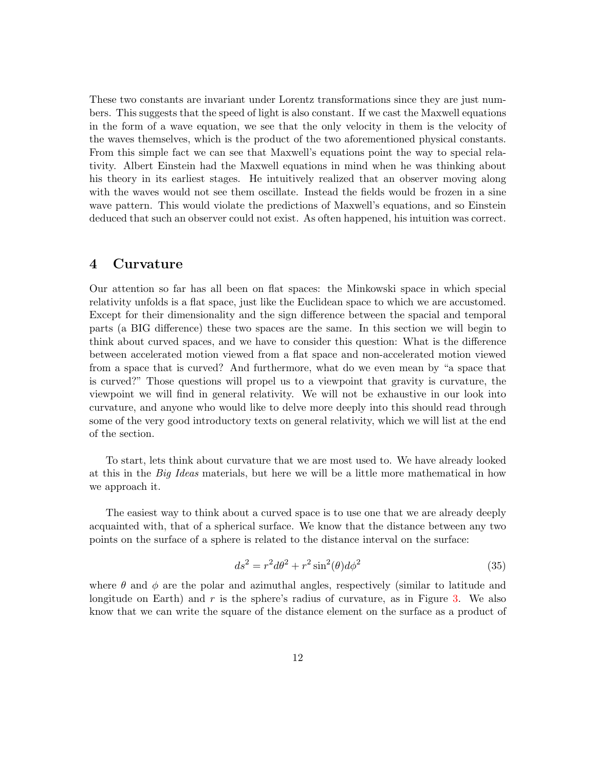These two constants are invariant under Lorentz transformations since they are just numbers. This suggests that the speed of light is also constant. If we cast the Maxwell equations in the form of a wave equation, we see that the only velocity in them is the velocity of the waves themselves, which is the product of the two aforementioned physical constants. From this simple fact we can see that Maxwell's equations point the way to special relativity. Albert Einstein had the Maxwell equations in mind when he was thinking about his theory in its earliest stages. He intuitively realized that an observer moving along with the waves would not see them oscillate. Instead the fields would be frozen in a sine wave pattern. This would violate the predictions of Maxwell's equations, and so Einstein deduced that such an observer could not exist. As often happened, his intuition was correct.

## 4 Curvature

Our attention so far has all been on flat spaces: the Minkowski space in which special relativity unfolds is a flat space, just like the Euclidean space to which we are accustomed. Except for their dimensionality and the sign difference between the spacial and temporal parts (a BIG difference) these two spaces are the same. In this section we will begin to think about curved spaces, and we have to consider this question: What is the difference between accelerated motion viewed from a flat space and non-accelerated motion viewed from a space that is curved? And furthermore, what do we even mean by "a space that is curved?" Those questions will propel us to a viewpoint that gravity is curvature, the viewpoint we will find in general relativity. We will not be exhaustive in our look into curvature, and anyone who would like to delve more deeply into this should read through some of the very good introductory texts on general relativity, which we will list at the end of the section.

To start, lets think about curvature that we are most used to. We have already looked at this in the *Big Ideas* materials, but here we will be a little more mathematical in how we approach it.

The easiest way to think about a curved space is to use one that we are already deeply acquainted with, that of a spherical surface. We know that the distance between any two points on the surface of a sphere is related to the distance interval on the surface:

$$ds^2 = r^2 d\theta^2 + r^2 \sin^2(\theta) d\phi^2 \tag{35}$$

where $\theta$ and $\phi$ are the polar and azimuthal angles, respectively (similar to latitude and longitude on Earth) and $r$ is the sphere's radius of curvature, as in Figure 3. We also know that we can write the square of the distance element on the surface as a product of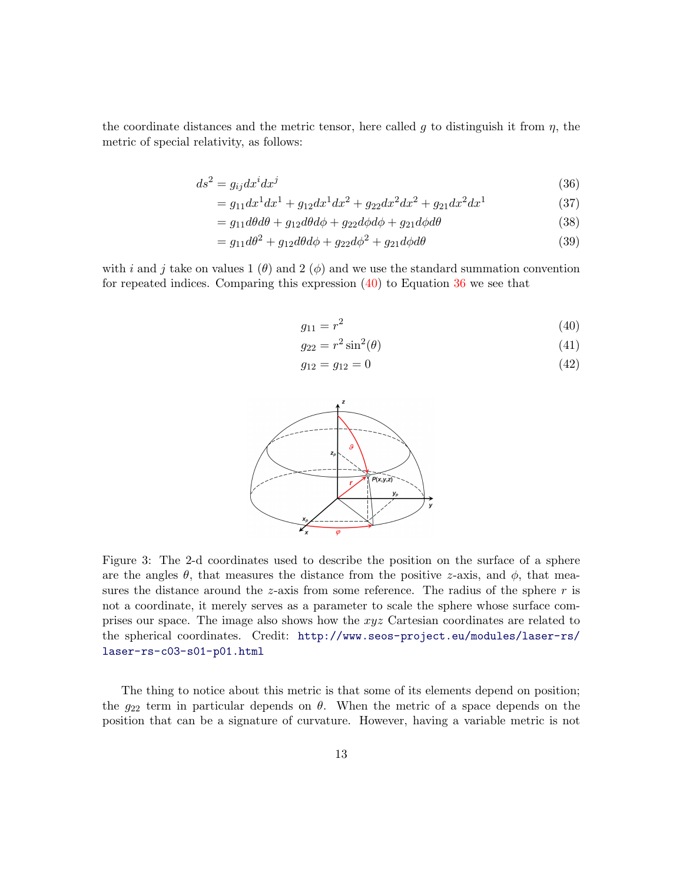the coordinate distances and the metric tensor, here called $g$ to distinguish it from $\eta$, the metric of special relativity, as follows:

$$
\begin{aligned}
ds^2 &= g_{ij}dx^i dx^j &(36)\\
&= g_{11}dx^1dx^1 + g_{12}dx^1dx^2 + g_{22}dx^2dx^2 + g_{21}dx^2dx^1 &(37)\\
&= g_{11}d\theta d\theta + g_{12}d\theta d\phi + g_{22}d\phi d\phi + g_{21}d\phi d\theta &(38)\\
&= g_{11}d\theta^2 + g_{12}d\theta d\phi + g_{22}d\phi^2 + g_{21}d\phi d\theta &(39)
\end{aligned}
$$

with $i$ and $j$ take on values 1 ($\theta$) and 2 ($\phi$) and we use the standard summation convention for repeated indices. Comparing this expression (40) to Equation 36 we see that

$$
\begin{aligned}
g_{11} &= r^2 &(40)\\
g_{22} &= r^2\sin^2(\theta) &(41)\\
g_{12} &= g_{12} = 0 &(42)
\end{aligned}
$$

Figure 3: The 2-d coordinates used to describe the position on the surface of a sphere are the angles $\theta$, that measures the distance from the positive $z$-axis, and $\phi$, that measures the distance around the $z$-axis from some reference. The radius of the sphere $r$ is not a coordinate, it merely serves as a parameter to scale the sphere whose surface comprises our space. The image also shows how the $xyz$ Cartesian coordinates are related to the spherical coordinates. Credit: http://www.seos-project.eu/modules/laser-rs/laser-rs-c03-s01-p01.html

The thing to notice about this metric is that some of its elements depend on position; the $g_{22}$ term in particular depends on $\theta$. When the metric of a space depends on the position that can be a signature of curvature. However, having a variable metric is not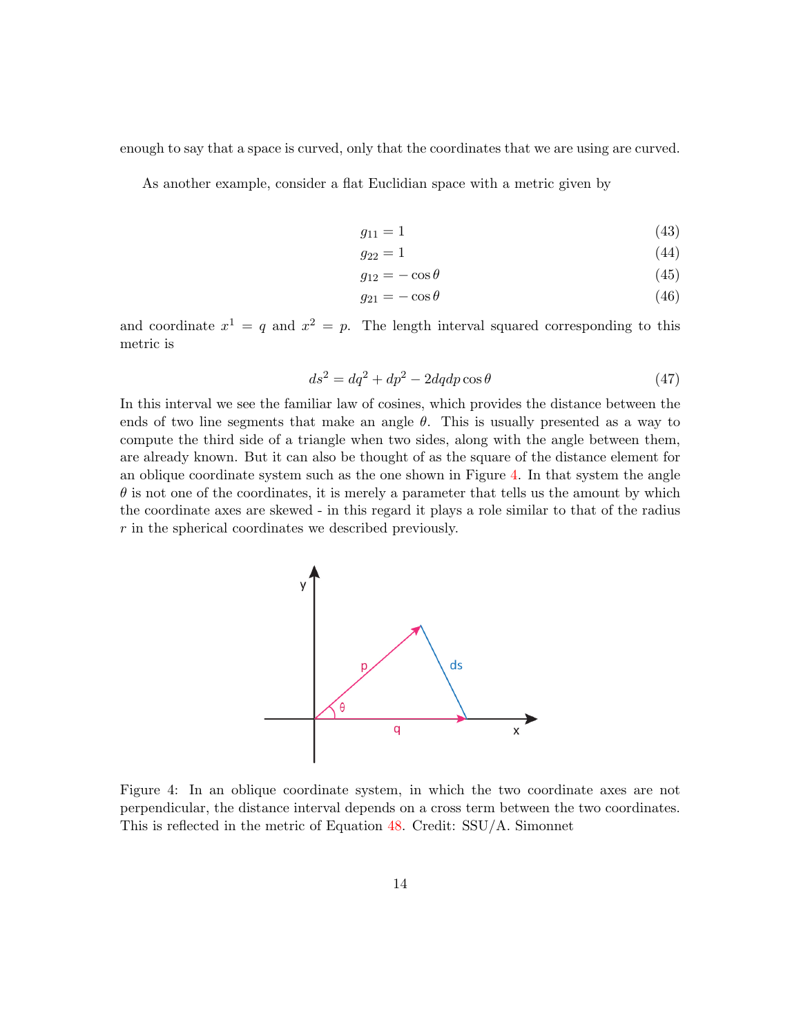enough to say that a space is curved, only that the coordinates that we are using are curved.

As another example, consider a flat Euclidian space with a metric given by

$$g_{11} = 1 \tag{43}$$

$$g_{22} = 1 \tag{44}$$

$$g_{12} = -\cos\theta \tag{45}$$

$$g_{21} = -\cos\theta \tag{46}$$

and coordinate $x^1 = q$ and $x^2 = p$. The length interval squared corresponding to this metric is

$$ds^2 = dq^2 + dp^2 - 2dqdp\cos\theta \tag{47}$$

In this interval we see the familiar law of cosines, which provides the distance between the ends of two line segments that make an angle $\theta$. This is usually presented as a way to compute the third side of a triangle when two sides, along with the angle between them, are already known. But it can also be thought of as the square of the distance element for an oblique coordinate system such as the one shown in Figure 4. In that system the angle $\theta$ is not one of the coordinates, it is merely a parameter that tells us the amount by which the coordinate axes are skewed - in this regard it plays a role similar to that of the radius $r$ in the spherical coordinates we described previously.

Figure 4: In an oblique coordinate system, in which the two coordinate axes are not perpendicular, the distance interval depends on a cross term between the two coordinates. This is reflected in the metric of Equation 48. Credit: SSU/A. Simonnet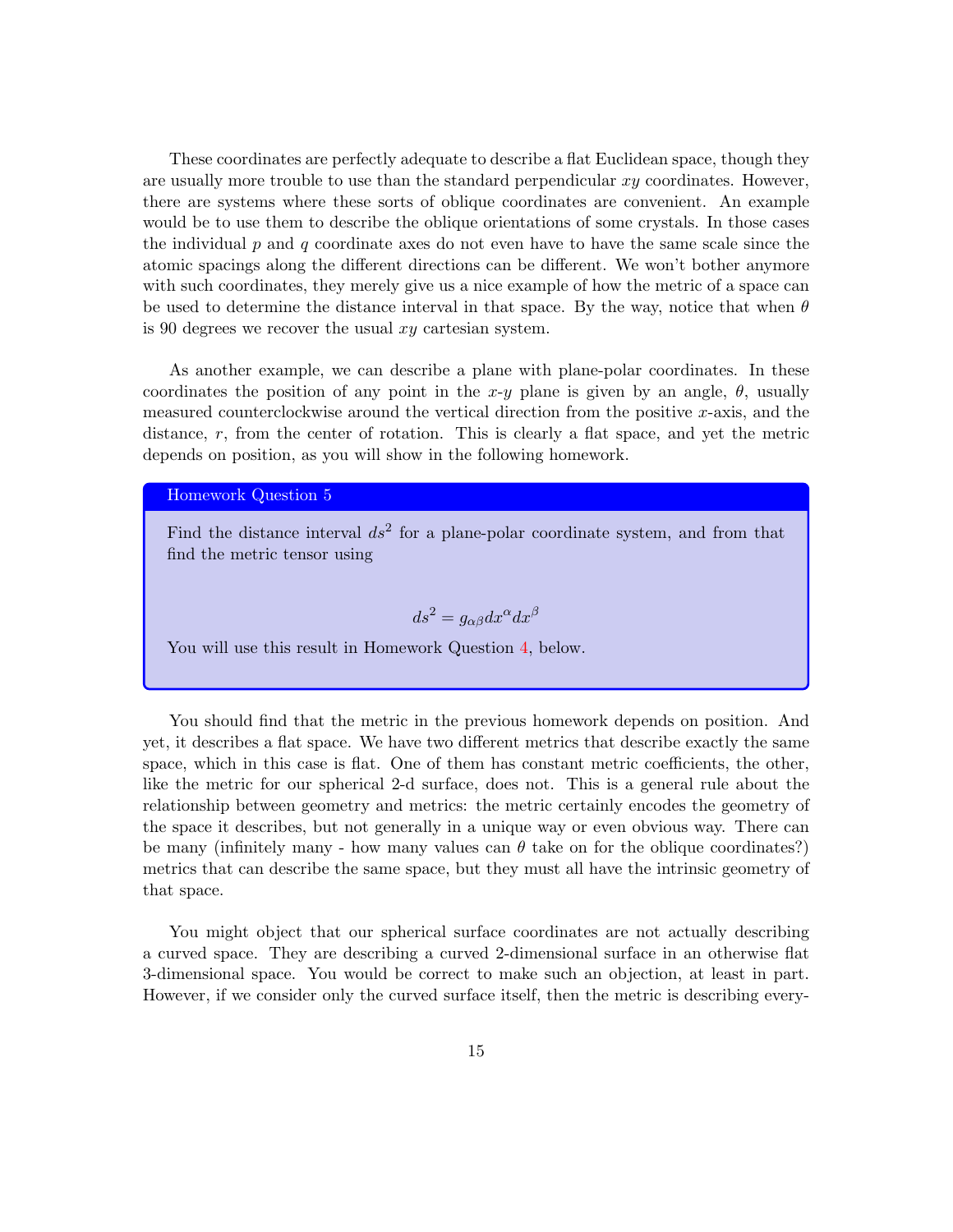These coordinates are perfectly adequate to describe a flat Euclidean space, though they are usually more trouble to use than the standard perpendicular $xy$ coordinates. However, there are systems where these sorts of oblique coordinates are convenient. An example would be to use them to describe the oblique orientations of some crystals. In those cases the individual $p$ and $q$ coordinate axes do not even have to have the same scale since the atomic spacings along the different directions can be different. We won't bother anymore with such coordinates, they merely give us a nice example of how the metric of a space can be used to determine the distance interval in that space. By the way, notice that when $\theta$ is 90 degrees we recover the usual $xy$ cartesian system.

As another example, we can describe a plane with plane-polar coordinates. In these coordinates the position of any point in the $x$-$y$ plane is given by an angle, $\theta$, usually measured counterclockwise around the vertical direction from the positive $x$-axis, and the distance, $r$, from the center of rotation. This is clearly a flat space, and yet the metric depends on position, as you will show in the following homework.

> **Homework Question 5**
>
> Find the distance interval $ds^2$ for a plane-polar coordinate system, and from that find the metric tensor using
>
> $$ds^2 = g_{\alpha\beta} dx^\alpha dx^\beta$$
>
> You will use this result in Homework Question 4, below.

You should find that the metric in the previous homework depends on position. And yet, it describes a flat space. We have two different metrics that describe exactly the same space, which in this case is flat. One of them has constant metric coefficients, the other, like the metric for our spherical 2-d surface, does not. This is a general rule about the relationship between geometry and metrics: the metric certainly encodes the geometry of the space it describes, but not generally in a unique way or even obvious way. There can be many (infinitely many - how many values can $\theta$ take on for the oblique coordinates?) metrics that can describe the same space, but they must all have the intrinsic geometry of that space.

You might object that our spherical surface coordinates are not actually describing a curved space. They are describing a curved 2-dimensional surface in an otherwise flat 3-dimensional space. You would be correct to make such an objection, at least in part. However, if we consider only the curved surface itself, then the metric is describing every-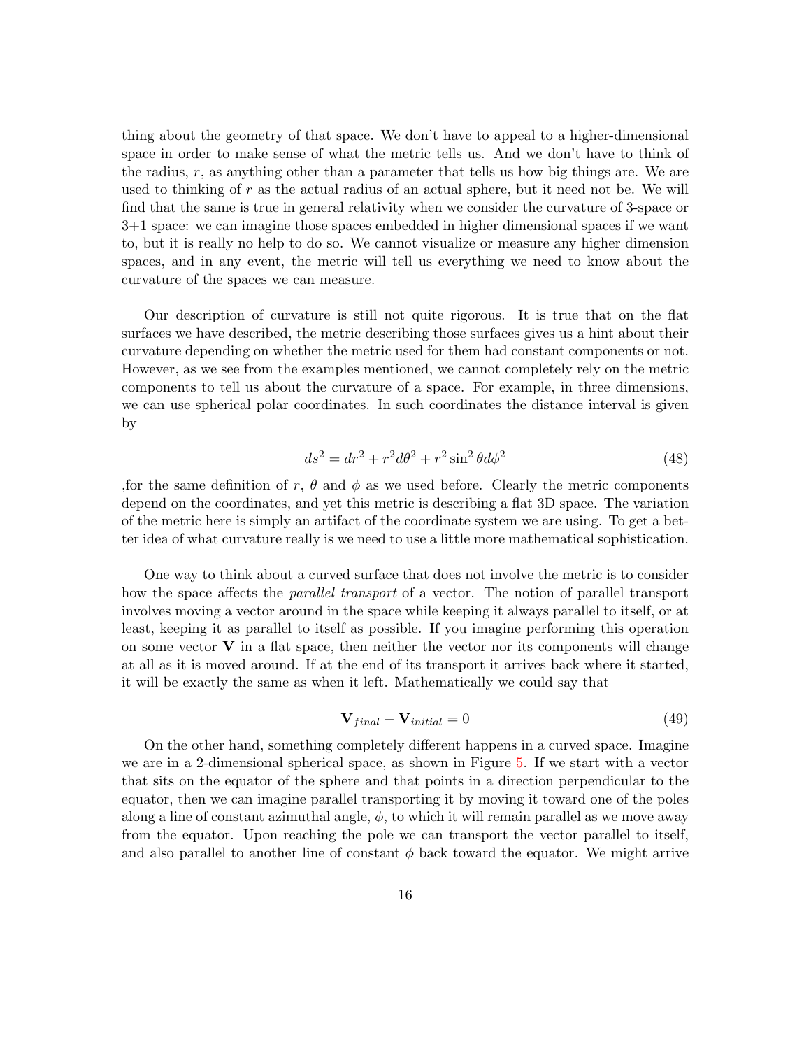thing about the geometry of that space. We don't have to appeal to a higher-dimensional space in order to make sense of what the metric tells us. And we don't have to think of the radius, $r$, as anything other than a parameter that tells us how big things are. We are used to thinking of $r$ as the actual radius of an actual sphere, but it need not be. We will find that the same is true in general relativity when we consider the curvature of 3-space or 3+1 space: we can imagine those spaces embedded in higher dimensional spaces if we want to, but it is really no help to do so. We cannot visualize or measure any higher dimension spaces, and in any event, the metric will tell us everything we need to know about the curvature of the spaces we can measure.

Our description of curvature is still not quite rigorous. It is true that on the flat surfaces we have described, the metric describing those surfaces gives us a hint about their curvature depending on whether the metric used for them had constant components or not. However, as we see from the examples mentioned, we cannot completely rely on the metric components to tell us about the curvature of a space. For example, in three dimensions, we can use spherical polar coordinates. In such coordinates the distance interval is given by

$$ds^2 = dr^2 + r^2 d\theta^2 + r^2 \sin^2 \theta d\phi^2 \tag{48}$$

,for the same definition of $r$, $\theta$ and $\phi$ as we used before. Clearly the metric components depend on the coordinates, and yet this metric is describing a flat 3D space. The variation of the metric here is simply an artifact of the coordinate system we are using. To get a better idea of what curvature really is we need to use a little more mathematical sophistication.

One way to think about a curved surface that does not involve the metric is to consider how the space affects the *parallel transport* of a vector. The notion of parallel transport involves moving a vector around in the space while keeping it always parallel to itself, or at least, keeping it as parallel to itself as possible. If you imagine performing this operation on some vector $\mathbf{V}$ in a flat space, then neither the vector nor its components will change at all as it is moved around. If at the end of its transport it arrives back where it started, it will be exactly the same as when it left. Mathematically we could say that

$$\mathbf{V}_{final} - \mathbf{V}_{initial} = 0 \tag{49}$$

On the other hand, something completely different happens in a curved space. Imagine we are in a 2-dimensional spherical space, as shown in Figure 5. If we start with a vector that sits on the equator of the sphere and that points in a direction perpendicular to the equator, then we can imagine parallel transporting it by moving it toward one of the poles along a line of constant azimuthal angle, $\phi$, to which it will remain parallel as we move away from the equator. Upon reaching the pole we can transport the vector parallel to itself, and also parallel to another line of constant $\phi$ back toward the equator. We might arrive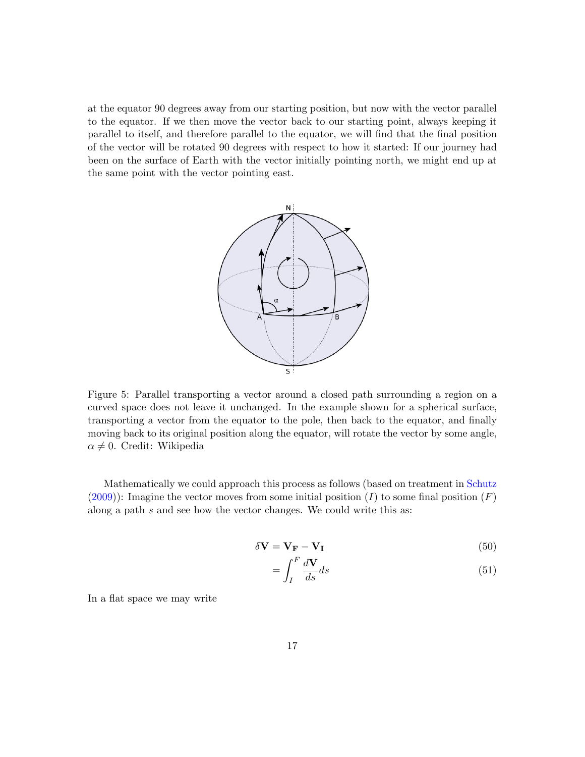at the equator 90 degrees away from our starting position, but now with the vector parallel to the equator. If we then move the vector back to our starting point, always keeping it parallel to itself, and therefore parallel to the equator, we will find that the final position of the vector will be rotated 90 degrees with respect to how it started: If our journey had been on the surface of Earth with the vector initially pointing north, we might end up at the same point with the vector pointing east.

Figure 5: Parallel transporting a vector around a closed path surrounding a region on a curved space does not leave it unchanged. In the example shown for a spherical surface, transporting a vector from the equator to the pole, then back to the equator, and finally moving back to its original position along the equator, will rotate the vector by some angle, $\alpha \neq 0$. Credit: Wikipedia

Mathematically we could approach this process as follows (based on treatment in Schutz (2009)): Imagine the vector moves from some initial position ($I$) to some final position ($F$) along a path $s$ and see how the vector changes. We could write this as:

$$\delta \mathbf{V} = \mathbf{V_F} - \mathbf{V_I} \tag{50}$$

$$= \int_I^F \frac{d\mathbf{V}}{ds} ds \tag{51}$$

In a flat space we may write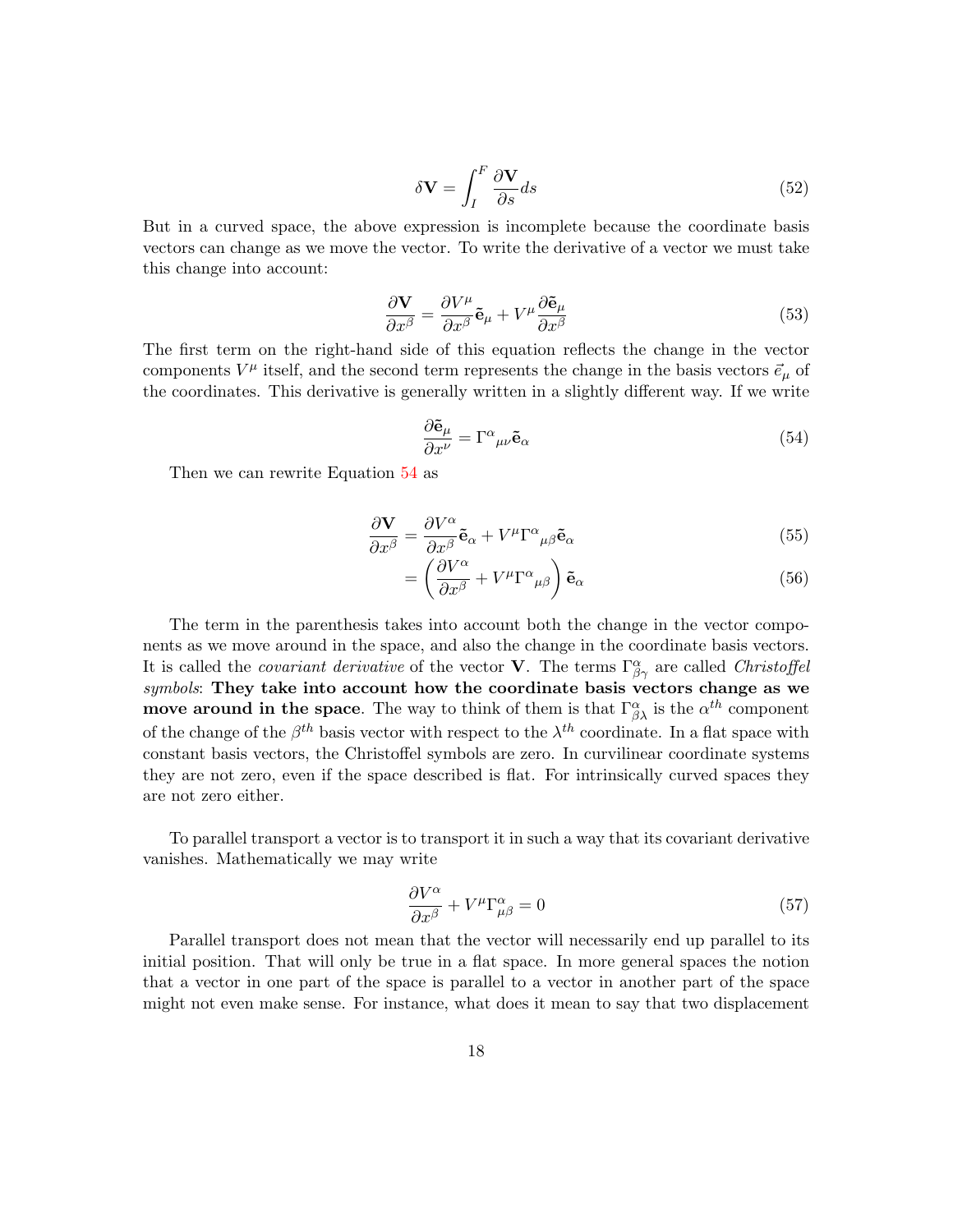$$\delta \mathbf{V} = \int_I^F \frac{\partial \mathbf{V}}{\partial s} ds \tag{52}$$

But in a curved space, the above expression is incomplete because the coordinate basis vectors can change as we move the vector. To write the derivative of a vector we must take this change into account:

$$\frac{\partial \mathbf{V}}{\partial x^\beta} = \frac{\partial V^\mu}{\partial x^\beta} \tilde{\mathbf{e}}_\mu + V^\mu \frac{\partial \tilde{\mathbf{e}}_\mu}{\partial x^\beta} \tag{53}$$

The first term on the right-hand side of this equation reflects the change in the vector components $V^\mu$ itself, and the second term represents the change in the basis vectors $\vec{e}_\mu$ of the coordinates. This derivative is generally written in a slightly different way. If we write

$$\frac{\partial \tilde{\mathbf{e}}_\mu}{\partial x^\nu} = \Gamma^\alpha{}_{\mu\nu} \tilde{\mathbf{e}}_\alpha \tag{54}$$

Then we can rewrite Equation 54 as

$$\frac{\partial \mathbf{V}}{\partial x^\beta} = \frac{\partial V^\alpha}{\partial x^\beta} \tilde{\mathbf{e}}_\alpha + V^\mu \Gamma^\alpha{}_{\mu\beta} \tilde{\mathbf{e}}_\alpha \tag{55}$$

$$= \left( \frac{\partial V^\alpha}{\partial x^\beta} + V^\mu \Gamma^\alpha{}_{\mu\beta} \right) \tilde{\mathbf{e}}_\alpha \tag{56}$$

The term in the parenthesis takes into account both the change in the vector components as we move around in the space, and also the change in the coordinate basis vectors. It is called the *covariant derivative* of the vector $\mathbf{V}$. The terms $\Gamma^\alpha_{\beta\gamma}$ are called *Christoffel symbols*: **They take into account how the coordinate basis vectors change as we move around in the space**. The way to think of them is that $\Gamma^\alpha_{\beta\lambda}$ is the $\alpha^{th}$ component of the change of the $\beta^{th}$ basis vector with respect to the $\lambda^{th}$ coordinate. In a flat space with constant basis vectors, the Christoffel symbols are zero. In curvilinear coordinate systems they are not zero, even if the space described is flat. For intrinsically curved spaces they are not zero either.

To parallel transport a vector is to transport it in such a way that its covariant derivative vanishes. Mathematically we may write

$$\frac{\partial V^\alpha}{\partial x^\beta} + V^\mu \Gamma^\alpha_{\mu\beta} = 0 \tag{57}$$

Parallel transport does not mean that the vector will necessarily end up parallel to its initial position. That will only be true in a flat space. In more general spaces the notion that a vector in one part of the space is parallel to a vector in another part of the space might not even make sense. For instance, what does it mean to say that two displacement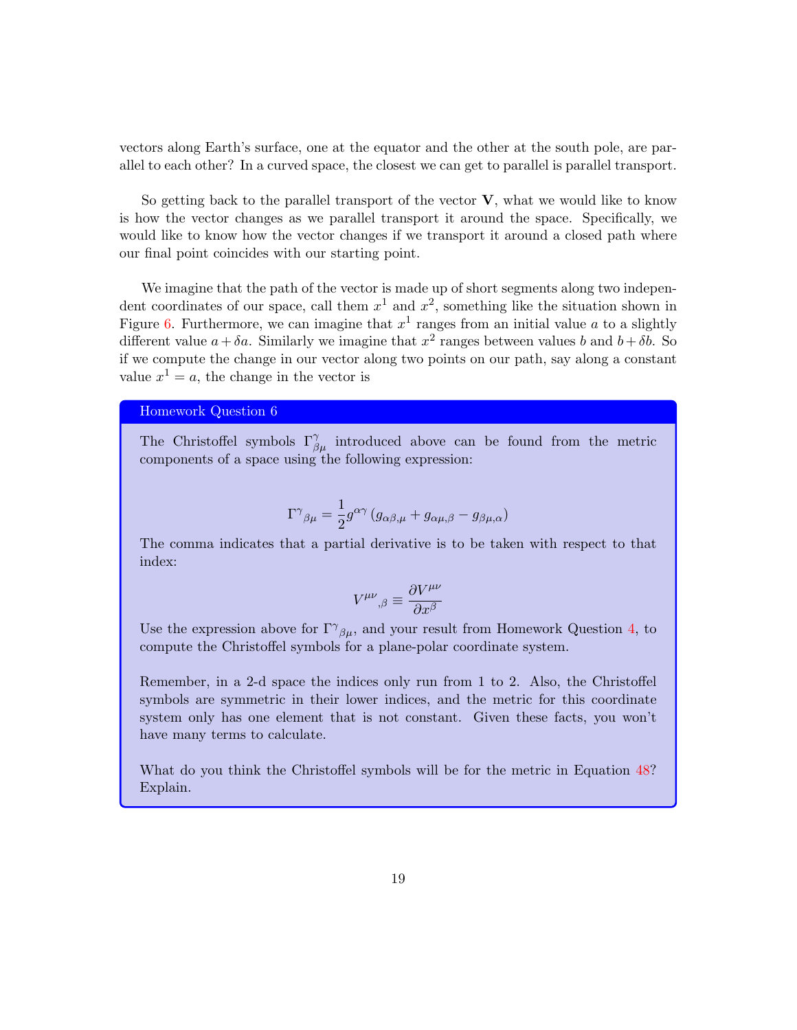vectors along Earth's surface, one at the equator and the other at the south pole, are parallel to each other? In a curved space, the closest we can get to parallel is parallel transport.

So getting back to the parallel transport of the vector $\mathbf{V}$, what we would like to know is how the vector changes as we parallel transport it around the space. Specifically, we would like to know how the vector changes if we transport it around a closed path where our final point coincides with our starting point.

We imagine that the path of the vector is made up of short segments along two independent coordinates of our space, call them $x^1$ and $x^2$, something like the situation shown in Figure 6. Furthermore, we can imagine that $x^1$ ranges from an initial value $a$ to a slightly different value $a + \delta a$. Similarly we imagine that $x^2$ ranges between values $b$ and $b + \delta b$. So if we compute the change in our vector along two points on our path, say along a constant value $x^1 = a$, the change in the vector is

> **Homework Question 6**
>
> The Christoffel symbols $\Gamma^{\gamma}_{\beta\mu}$ introduced above can be found from the metric components of a space using the following expression:
>
> $$\Gamma^{\gamma}{}_{\beta\mu} = \frac{1}{2} g^{\alpha\gamma} \left( g_{\alpha\beta,\mu} + g_{\alpha\mu,\beta} - g_{\beta\mu,\alpha} \right)$$
>
> The comma indicates that a partial derivative is to be taken with respect to that index:
>
> $$V^{\mu\nu}{}_{,\beta} \equiv \frac{\partial V^{\mu\nu}}{\partial x^{\beta}}$$
>
> Use the expression above for $\Gamma^{\gamma}{}_{\beta\mu}$, and your result from Homework Question 4, to compute the Christoffel symbols for a plane-polar coordinate system.
>
> Remember, in a 2-d space the indices only run from 1 to 2. Also, the Christoffel symbols are symmetric in their lower indices, and the metric for this coordinate system only has one element that is not constant. Given these facts, you won't have many terms to calculate.
>
> What do you think the Christoffel symbols will be for the metric in Equation 48? Explain.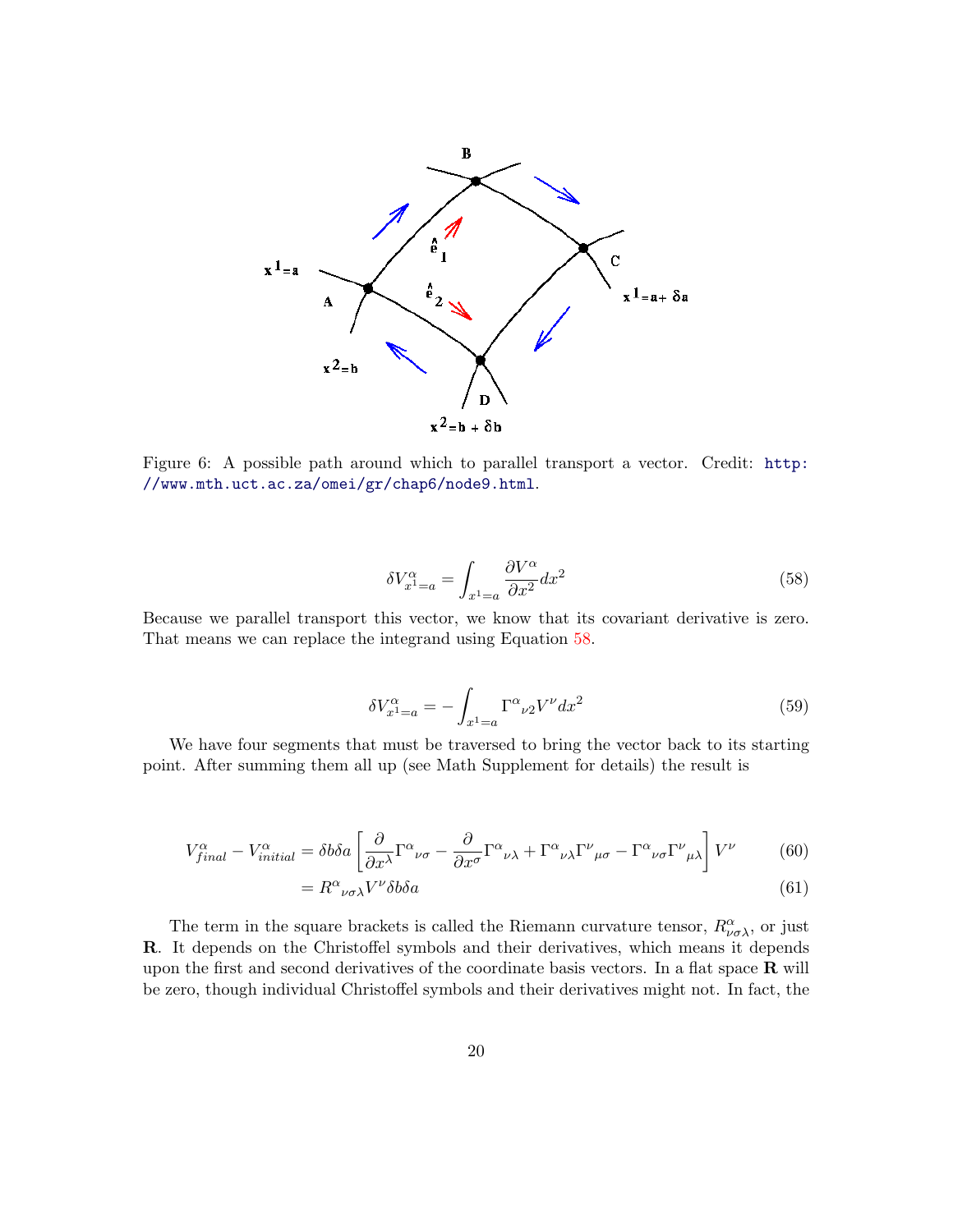Figure 6: A possible path around which to parallel transport a vector. Credit: http://www.mth.uct.ac.za/omei/gr/chap6/node9.html.

$$\delta V^{\alpha}_{x^1=a} = \int_{x^1=a} \frac{\partial V^{\alpha}}{\partial x^2} dx^2 \tag{58}$$

Because we parallel transport this vector, we know that its covariant derivative is zero. That means we can replace the integrand using Equation 58.

$$\delta V^{\alpha}_{x^1=a} = -\int_{x^1=a} \Gamma^{\alpha}{}_{\nu 2} V^{\nu} dx^2 \tag{59}$$

We have four segments that must be traversed to bring the vector back to its starting point. After summing them all up (see Math Supplement for details) the result is

$$V^{\alpha}_{final} - V^{\alpha}_{initial} = \delta b \delta a \left[ \frac{\partial}{\partial x^{\lambda}} \Gamma^{\alpha}{}_{\nu\sigma} - \frac{\partial}{\partial x^{\sigma}} \Gamma^{\alpha}{}_{\nu\lambda} + \Gamma^{\alpha}{}_{\nu\lambda} \Gamma^{\nu}{}_{\mu\sigma} - \Gamma^{\alpha}{}_{\nu\sigma} \Gamma^{\nu}{}_{\mu\lambda} \right] V^{\nu} \tag{60}$$

$$= R^{\alpha}{}_{\nu\sigma\lambda} V^{\nu} \delta b \delta a \tag{61}$$

The term in the square brackets is called the Riemann curvature tensor, $R^{\alpha}_{\nu\sigma\lambda}$, or just $\mathbf{R}$. It depends on the Christoffel symbols and their derivatives, which means it depends upon the first and second derivatives of the coordinate basis vectors. In a flat space $\mathbf{R}$ will be zero, though individual Christoffel symbols and their derivatives might not. In fact, the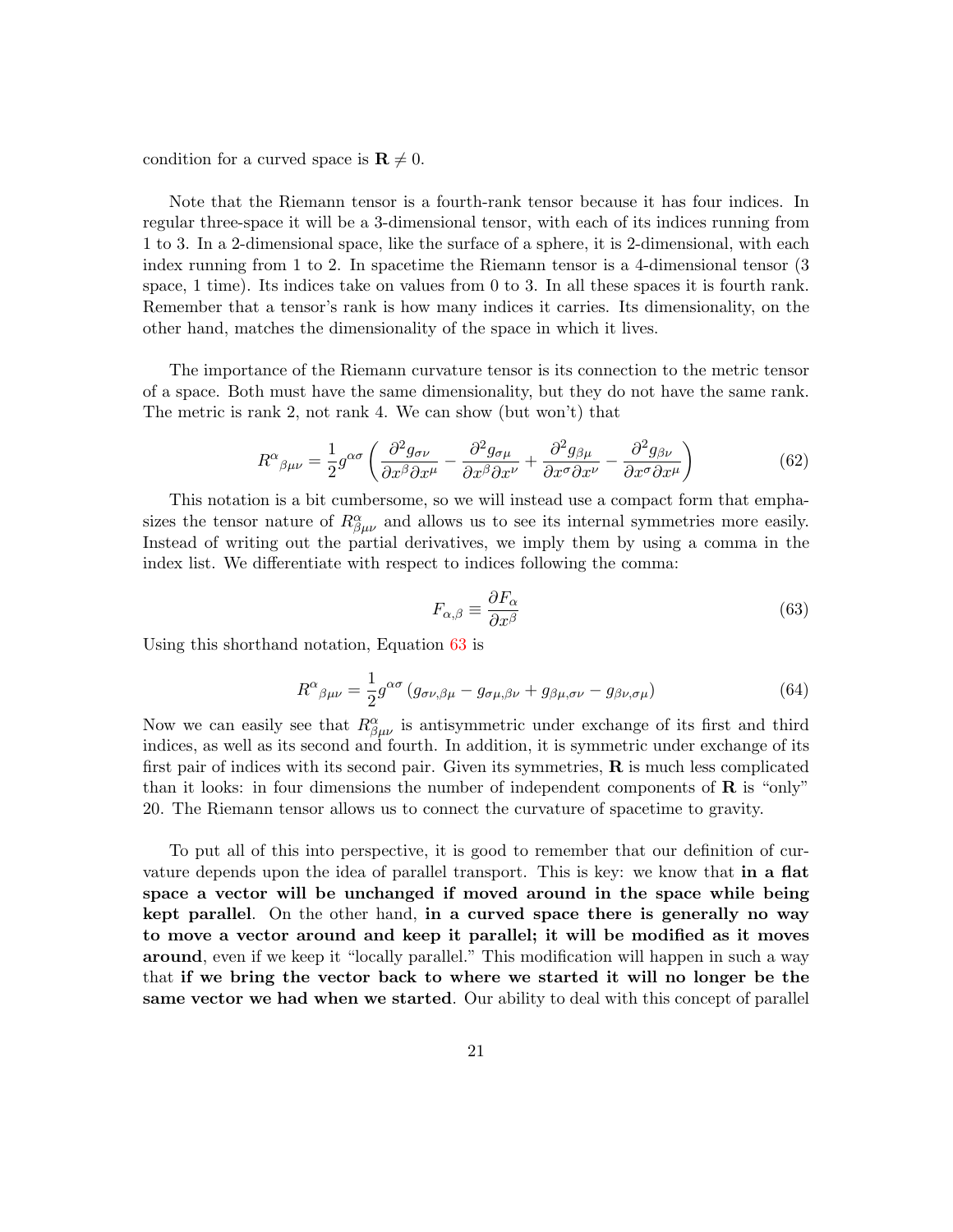condition for a curved space is $\mathbf{R} \neq 0$.

Note that the Riemann tensor is a fourth-rank tensor because it has four indices. In regular three-space it will be a 3-dimensional tensor, with each of its indices running from 1 to 3. In a 2-dimensional space, like the surface of a sphere, it is 2-dimensional, with each index running from 1 to 2. In spacetime the Riemann tensor is a 4-dimensional tensor (3 space, 1 time). Its indices take on values from 0 to 3. In all these spaces it is fourth rank. Remember that a tensor's rank is how many indices it carries. Its dimensionality, on the other hand, matches the dimensionality of the space in which it lives.

The importance of the Riemann curvature tensor is its connection to the metric tensor of a space. Both must have the same dimensionality, but they do not have the same rank. The metric is rank 2, not rank 4. We can show (but won't) that

$$R^{\alpha}{}_{\beta\mu\nu} = \frac{1}{2} g^{\alpha\sigma} \left( \frac{\partial^2 g_{\sigma\nu}}{\partial x^{\beta} \partial x^{\mu}} - \frac{\partial^2 g_{\sigma\mu}}{\partial x^{\beta} \partial x^{\nu}} + \frac{\partial^2 g_{\beta\mu}}{\partial x^{\sigma} \partial x^{\nu}} - \frac{\partial^2 g_{\beta\nu}}{\partial x^{\sigma} \partial x^{\mu}} \right) \tag{62}$$

This notation is a bit cumbersome, so we will instead use a compact form that emphasizes the tensor nature of $R^{\alpha}_{\beta\mu\nu}$ and allows us to see its internal symmetries more easily. Instead of writing out the partial derivatives, we imply them by using a comma in the index list. We differentiate with respect to indices following the comma:

$$F_{\alpha,\beta} \equiv \frac{\partial F_{\alpha}}{\partial x^{\beta}} \tag{63}$$

Using this shorthand notation, Equation 63 is

$$R^{\alpha}{}_{\beta\mu\nu} = \frac{1}{2} g^{\alpha\sigma} \left( g_{\sigma\nu,\beta\mu} - g_{\sigma\mu,\beta\nu} + g_{\beta\mu,\sigma\nu} - g_{\beta\nu,\sigma\mu} \right) \tag{64}$$

Now we can easily see that $R^{\alpha}_{\beta\mu\nu}$ is antisymmetric under exchange of its first and third indices, as well as its second and fourth. In addition, it is symmetric under exchange of its first pair of indices with its second pair. Given its symmetries, $\mathbf{R}$ is much less complicated than it looks: in four dimensions the number of independent components of $\mathbf{R}$ is "only" 20. The Riemann tensor allows us to connect the curvature of spacetime to gravity.

To put all of this into perspective, it is good to remember that our definition of curvature depends upon the idea of parallel transport. This is key: we know that **in a flat space a vector will be unchanged if moved around in the space while being kept parallel**. On the other hand, **in a curved space there is generally no way to move a vector around and keep it parallel; it will be modified as it moves around**, even if we keep it "locally parallel." This modification will happen in such a way that **if we bring the vector back to where we started it will no longer be the same vector we had when we started**. Our ability to deal with this concept of parallel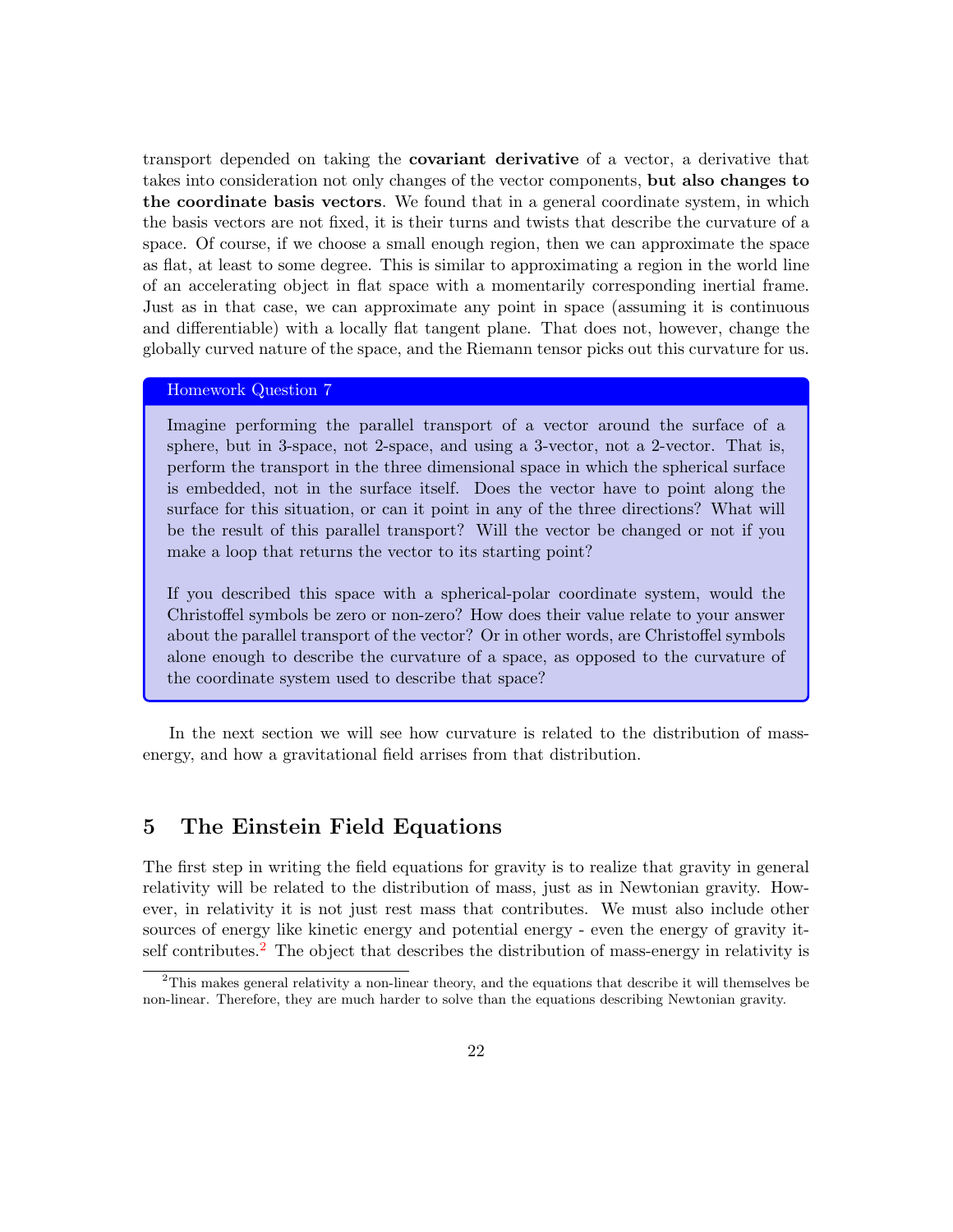transport depended on taking the **covariant derivative** of a vector, a derivative that takes into consideration not only changes of the vector components, **but also changes to the coordinate basis vectors**. We found that in a general coordinate system, in which the basis vectors are not fixed, it is their turns and twists that describe the curvature of a space. Of course, if we choose a small enough region, then we can approximate the space as flat, at least to some degree. This is similar to approximating a region in the world line of an accelerating object in flat space with a momentarily corresponding inertial frame. Just as in that case, we can approximate any point in space (assuming it is continuous and differentiable) with a locally flat tangent plane. That does not, however, change the globally curved nature of the space, and the Riemann tensor picks out this curvature for us.

> **Homework Question 7**
>
> Imagine performing the parallel transport of a vector around the surface of a sphere, but in 3-space, not 2-space, and using a 3-vector, not a 2-vector. That is, perform the transport in the three dimensional space in which the spherical surface is embedded, not in the surface itself. Does the vector have to point along the surface for this situation, or can it point in any of the three directions? What will be the result of this parallel transport? Will the vector be changed or not if you make a loop that returns the vector to its starting point?
>
> If you described this space with a spherical-polar coordinate system, would the Christoffel symbols be zero or non-zero? How does their value relate to your answer about the parallel transport of the vector? Or in other words, are Christoffel symbols alone enough to describe the curvature of a space, as opposed to the curvature of the coordinate system used to describe that space?

In the next section we will see how curvature is related to the distribution of mass-energy, and how a gravitational field arrises from that distribution.

## 5 The Einstein Field Equations

The first step in writing the field equations for gravity is to realize that gravity in general relativity will be related to the distribution of mass, just as in Newtonian gravity. However, in relativity it is not just rest mass that contributes. We must also include other sources of energy like kinetic energy and potential energy - even the energy of gravity itself contributes.[2] The object that describes the distribution of mass-energy in relativity is

[2] This makes general relativity a non-linear theory, and the equations that describe it will themselves be non-linear. Therefore, they are much harder to solve than the equations describing Newtonian gravity.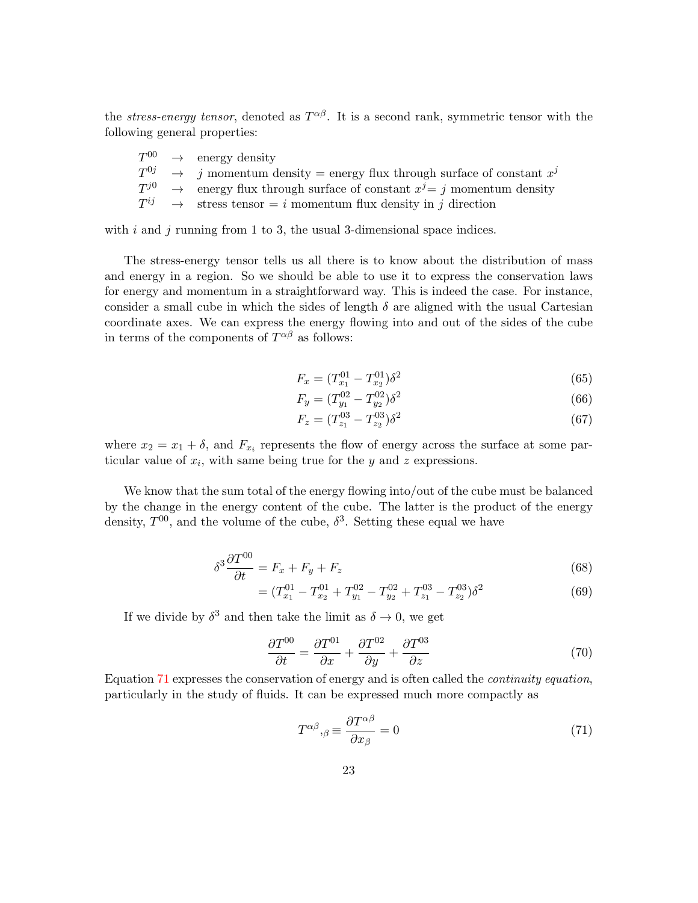the *stress-energy tensor*, denoted as $T^{\alpha\beta}$. It is a second rank, symmetric tensor with the following general properties:

$T^{00}$ $\rightarrow$ energy density
$T^{0j}$ $\rightarrow$ $j$ momentum density = energy flux through surface of constant $x^j$
$T^{j0}$ $\rightarrow$ energy flux through surface of constant $x^j$= $j$ momentum density
$T^{ij}$ $\rightarrow$ stress tensor = $i$ momentum flux density in $j$ direction

with $i$ and $j$ running from 1 to 3, the usual 3-dimensional space indices.

The stress-energy tensor tells us all there is to know about the distribution of mass and energy in a region. So we should be able to use it to express the conservation laws for energy and momentum in a straightforward way. This is indeed the case. For instance, consider a small cube in which the sides of length $\delta$ are aligned with the usual Cartesian coordinate axes. We can express the energy flowing into and out of the sides of the cube in terms of the components of $T^{\alpha\beta}$ as follows:

$$F_x = (T^{01}_{x_1} - T^{01}_{x_2})\delta^2 \tag{65}$$

$$F_y = (T^{02}_{y_1} - T^{02}_{y_2})\delta^2 \tag{66}$$

$$F_z = (T^{03}_{z_1} - T^{03}_{z_2})\delta^2 \tag{67}$$

where $x_2 = x_1 + \delta$, and $F_{x_i}$ represents the flow of energy across the surface at some particular value of $x_i$, with same being true for the $y$ and $z$ expressions.

We know that the sum total of the energy flowing into/out of the cube must be balanced by the change in the energy content of the cube. The latter is the product of the energy density, $T^{00}$, and the volume of the cube, $\delta^3$. Setting these equal we have

$$\delta^3 \frac{\partial T^{00}}{\partial t} = F_x + F_y + F_z \tag{68}$$

$$= (T^{01}_{x_1} - T^{01}_{x_2} + T^{02}_{y_1} - T^{02}_{y_2} + T^{03}_{z_1} - T^{03}_{z_2})\delta^2 \tag{69}$$

If we divide by $\delta^3$ and then take the limit as $\delta \rightarrow 0$, we get

$$\frac{\partial T^{00}}{\partial t} = \frac{\partial T^{01}}{\partial x} + \frac{\partial T^{02}}{\partial y} + \frac{\partial T^{03}}{\partial z} \tag{70}$$

Equation 71 expresses the conservation of energy and is often called the *continuity equation*, particularly in the study of fluids. It can be expressed much more compactly as

$$T^{\alpha\beta}{}_{,\beta} \equiv \frac{\partial T^{\alpha\beta}}{\partial x_\beta} = 0 \tag{71}$$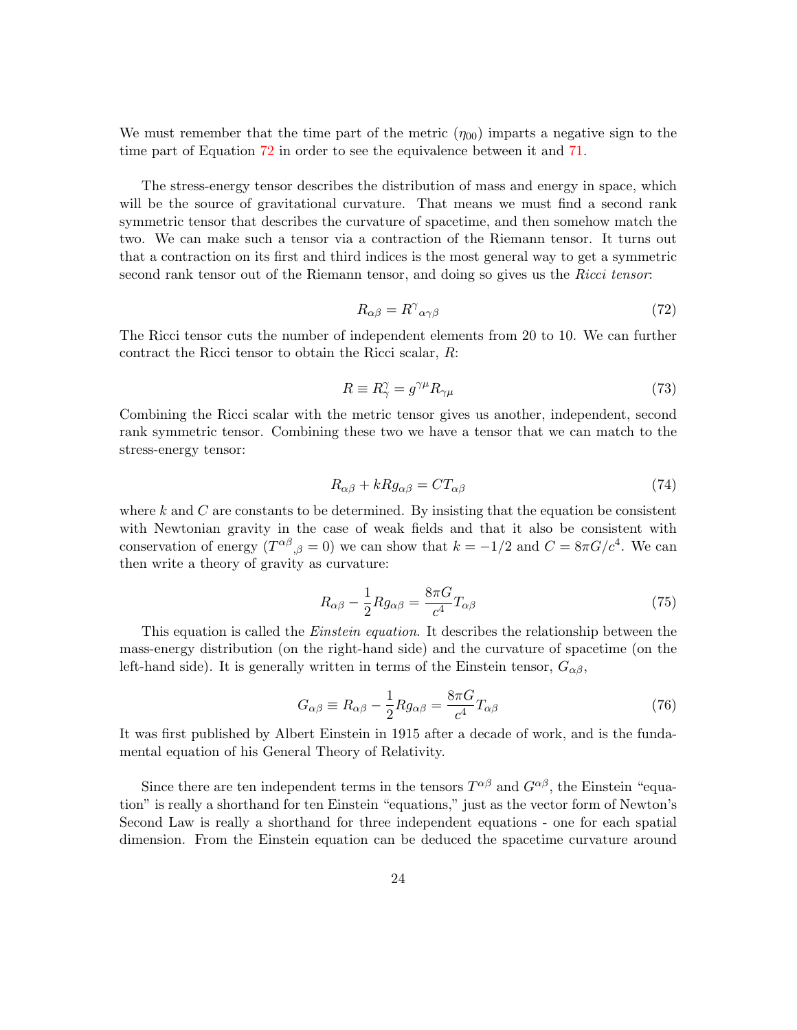We must remember that the time part of the metric ($\eta_{00}$) imparts a negative sign to the time part of Equation 72 in order to see the equivalence between it and 71.

The stress-energy tensor describes the distribution of mass and energy in space, which will be the source of gravitational curvature. That means we must find a second rank symmetric tensor that describes the curvature of spacetime, and then somehow match the two. We can make such a tensor via a contraction of the Riemann tensor. It turns out that a contraction on its first and third indices is the most general way to get a symmetric second rank tensor out of the Riemann tensor, and doing so gives us the *Ricci tensor*:

$$R_{\alpha\beta} = R^{\gamma}{}_{\alpha\gamma\beta} \tag{72}$$

The Ricci tensor cuts the number of independent elements from 20 to 10. We can further contract the Ricci tensor to obtain the Ricci scalar, $R$:

$$R \equiv R^{\gamma}_{\gamma} = g^{\gamma\mu} R_{\gamma\mu} \tag{73}$$

Combining the Ricci scalar with the metric tensor gives us another, independent, second rank symmetric tensor. Combining these two we have a tensor that we can match to the stress-energy tensor:

$$R_{\alpha\beta} + kRg_{\alpha\beta} = CT_{\alpha\beta} \tag{74}$$

where $k$ and $C$ are constants to be determined. By insisting that the equation be consistent with Newtonian gravity in the case of weak fields and that it also be consistent with conservation of energy ($T^{\alpha\beta}{}_{,\beta} = 0$) we can show that $k = -1/2$ and $C = 8\pi G/c^4$. We can then write a theory of gravity as curvature:

$$R_{\alpha\beta} - \frac{1}{2} R g_{\alpha\beta} = \frac{8\pi G}{c^4} T_{\alpha\beta} \tag{75}$$

This equation is called the *Einstein equation*. It describes the relationship between the mass-energy distribution (on the right-hand side) and the curvature of spacetime (on the left-hand side). It is generally written in terms of the Einstein tensor, $G_{\alpha\beta}$,

$$G_{\alpha\beta} \equiv R_{\alpha\beta} - \frac{1}{2} R g_{\alpha\beta} = \frac{8\pi G}{c^4} T_{\alpha\beta} \tag{76}$$

It was first published by Albert Einstein in 1915 after a decade of work, and is the fundamental equation of his General Theory of Relativity.

Since there are ten independent terms in the tensors $T^{\alpha\beta}$ and $G^{\alpha\beta}$, the Einstein "equation" is really a shorthand for ten Einstein "equations," just as the vector form of Newton's Second Law is really a shorthand for three independent equations - one for each spatial dimension. From the Einstein equation can be deduced the spacetime curvature around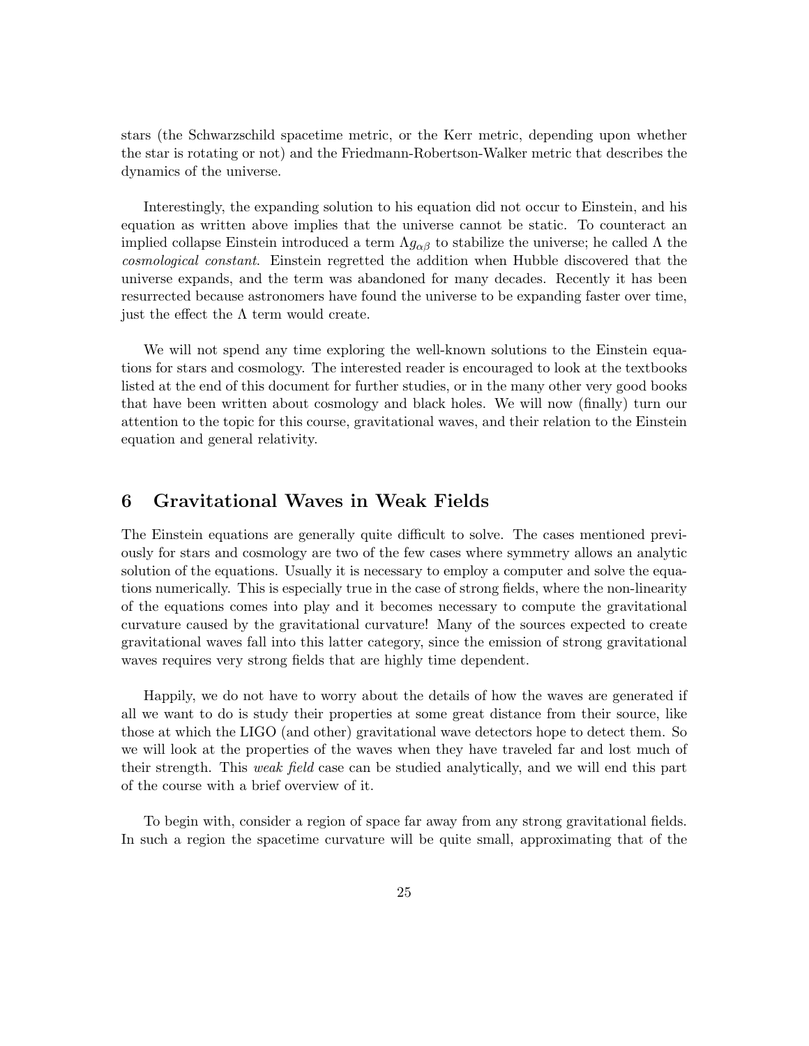stars (the Schwarzschild spacetime metric, or the Kerr metric, depending upon whether the star is rotating or not) and the Friedmann-Robertson-Walker metric that describes the dynamics of the universe.

Interestingly, the expanding solution to his equation did not occur to Einstein, and his equation as written above implies that the universe cannot be static. To counteract an implied collapse Einstein introduced a term $\Lambda g_{\alpha\beta}$ to stabilize the universe; he called $\Lambda$ the *cosmological constant*. Einstein regretted the addition when Hubble discovered that the universe expands, and the term was abandoned for many decades. Recently it has been resurrected because astronomers have found the universe to be expanding faster over time, just the effect the $\Lambda$ term would create.

We will not spend any time exploring the well-known solutions to the Einstein equations for stars and cosmology. The interested reader is encouraged to look at the textbooks listed at the end of this document for further studies, or in the many other very good books that have been written about cosmology and black holes. We will now (finally) turn our attention to the topic for this course, gravitational waves, and their relation to the Einstein equation and general relativity.

## 6 Gravitational Waves in Weak Fields

The Einstein equations are generally quite difficult to solve. The cases mentioned previously for stars and cosmology are two of the few cases where symmetry allows an analytic solution of the equations. Usually it is necessary to employ a computer and solve the equations numerically. This is especially true in the case of strong fields, where the non-linearity of the equations comes into play and it becomes necessary to compute the gravitational curvature caused by the gravitational curvature! Many of the sources expected to create gravitational waves fall into this latter category, since the emission of strong gravitational waves requires very strong fields that are highly time dependent.

Happily, we do not have to worry about the details of how the waves are generated if all we want to do is study their properties at some great distance from their source, like those at which the LIGO (and other) gravitational wave detectors hope to detect them. So we will look at the properties of the waves when they have traveled far and lost much of their strength. This *weak field* case can be studied analytically, and we will end this part of the course with a brief overview of it.

To begin with, consider a region of space far away from any strong gravitational fields. In such a region the spacetime curvature will be quite small, approximating that of the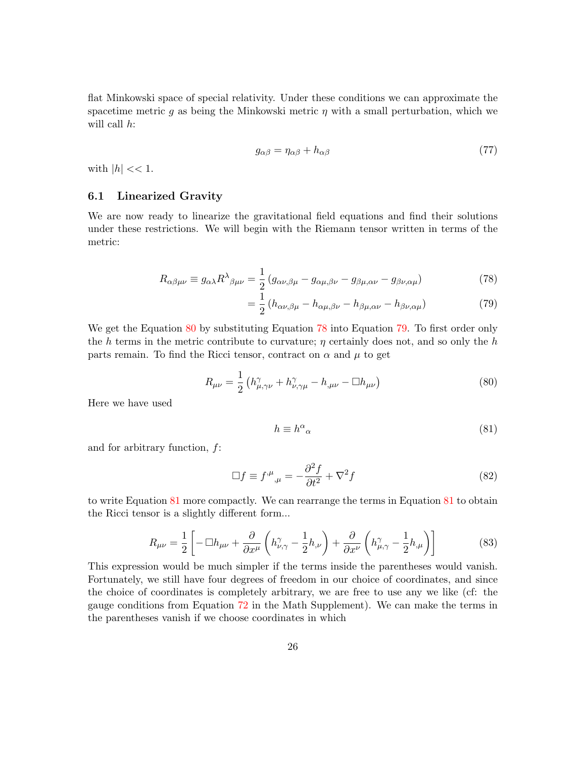flat Minkowski space of special relativity. Under these conditions we can approximate the spacetime metric $g$ as being the Minkowski metric $\eta$ with a small perturbation, which we will call $h$:

$$g_{\alpha\beta} = \eta_{\alpha\beta} + h_{\alpha\beta} \tag{77}$$

with $|h| << 1$.

### 6.1 Linearized Gravity

We are now ready to linearize the gravitational field equations and find their solutions under these restrictions. We will begin with the Riemann tensor written in terms of the metric:

$$R_{\alpha\beta\mu\nu} \equiv g_{\alpha\lambda} R^{\lambda}{}_{\beta\mu\nu} = \frac{1}{2}\left(g_{\alpha\nu,\beta\mu} - g_{\alpha\mu,\beta\nu} - g_{\beta\mu,\alpha\nu} - g_{\beta\nu,\alpha\mu}\right) \tag{78}$$

$$= \frac{1}{2}\left(h_{\alpha\nu,\beta\mu} - h_{\alpha\mu,\beta\nu} - h_{\beta\mu,\alpha\nu} - h_{\beta\nu,\alpha\mu}\right) \tag{79}$$

We get the Equation 80 by substituting Equation 78 into Equation 79. To first order only the $h$ terms in the metric contribute to curvature; $\eta$ certainly does not, and so only the $h$ parts remain. To find the Ricci tensor, contract on $\alpha$ and $\mu$ to get

$$R_{\mu\nu} = \frac{1}{2}\left(h^{\gamma}_{\mu,\gamma\nu} + h^{\gamma}_{\nu,\gamma\mu} - h_{,\mu\nu} - \Box h_{\mu\nu}\right) \tag{80}$$

Here we have used

$$h \equiv h^{\alpha}{}_{\alpha} \tag{81}$$

and for arbitrary function, $f$:

$$\Box f \equiv f^{,\mu}{}_{,\mu} = -\frac{\partial^2 f}{\partial t^2} + \nabla^2 f \tag{82}$$

to write Equation 81 more compactly. We can rearrange the terms in Equation 81 to obtain the Ricci tensor is a slightly different form...

$$R_{\mu\nu} = \frac{1}{2}\left[-\Box h_{\mu\nu} + \frac{\partial}{\partial x^{\mu}}\left(h^{\gamma}_{\nu,\gamma} - \frac{1}{2}h_{,\nu}\right) + \frac{\partial}{\partial x^{\nu}}\left(h^{\gamma}_{\mu,\gamma} - \frac{1}{2}h_{,\mu}\right)\right] \tag{83}$$

This expression would be much simpler if the terms inside the parentheses would vanish. Fortunately, we still have four degrees of freedom in our choice of coordinates, and since the choice of coordinates is completely arbitrary, we are free to use any we like (cf: the gauge conditions from Equation 72 in the Math Supplement). We can make the terms in the parentheses vanish if we choose coordinates in which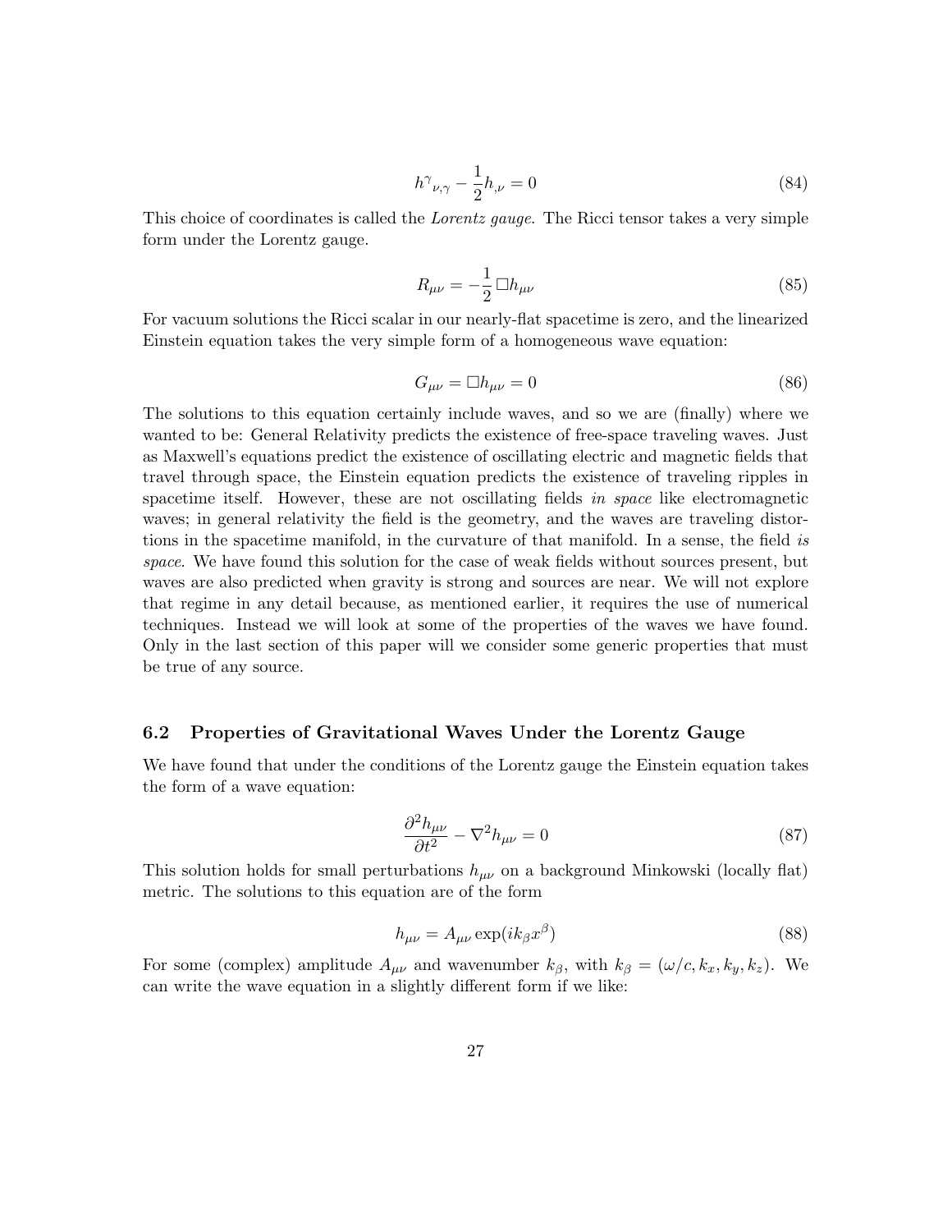$$h^{\gamma}{}_{\nu,\gamma} - \frac{1}{2}h_{,\nu} = 0 \tag{84}$$

This choice of coordinates is called the *Lorentz gauge*. The Ricci tensor takes a very simple form under the Lorentz gauge.

$$R_{\mu\nu} = -\frac{1}{2}\,\Box h_{\mu\nu} \tag{85}$$

For vacuum solutions the Ricci scalar in our nearly-flat spacetime is zero, and the linearized Einstein equation takes the very simple form of a homogeneous wave equation:

$$G_{\mu\nu} = \Box h_{\mu\nu} = 0 \tag{86}$$

The solutions to this equation certainly include waves, and so we are (finally) where we wanted to be: General Relativity predicts the existence of free-space traveling waves. Just as Maxwell's equations predict the existence of oscillating electric and magnetic fields that travel through space, the Einstein equation predicts the existence of traveling ripples in spacetime itself. However, these are not oscillating fields *in space* like electromagnetic waves; in general relativity the field is the geometry, and the waves are traveling distortions in the spacetime manifold, in the curvature of that manifold. In a sense, the field *is space*. We have found this solution for the case of weak fields without sources present, but waves are also predicted when gravity is strong and sources are near. We will not explore that regime in any detail because, as mentioned earlier, it requires the use of numerical techniques. Instead we will look at some of the properties of the waves we have found. Only in the last section of this paper will we consider some generic properties that must be true of any source.

### 6.2 Properties of Gravitational Waves Under the Lorentz Gauge

We have found that under the conditions of the Lorentz gauge the Einstein equation takes the form of a wave equation:

$$\frac{\partial^2 h_{\mu\nu}}{\partial t^2} - \nabla^2 h_{\mu\nu} = 0 \tag{87}$$

This solution holds for small perturbations $h_{\mu\nu}$ on a background Minkowski (locally flat) metric. The solutions to this equation are of the form

$$h_{\mu\nu} = A_{\mu\nu}\exp(ik_{\beta}x^{\beta}) \tag{88}$$

For some (complex) amplitude $A_{\mu\nu}$ and wavenumber $k_{\beta}$, with $k_{\beta} = (\omega/c, k_x, k_y, k_z)$. We can write the wave equation in a slightly different form if we like: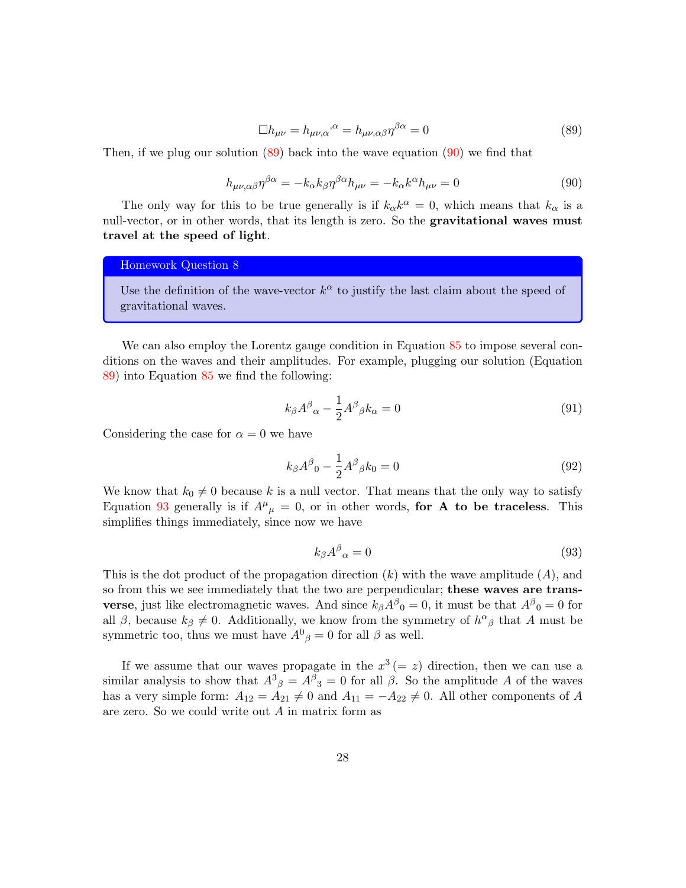$$\Box h_{\mu\nu} = h_{\mu\nu,\alpha}{}^{,\alpha} = h_{\mu\nu,\alpha\beta}\eta^{\beta\alpha} = 0 \tag{89}$$

Then, if we plug our solution (89) back into the wave equation (90) we find that

$$h_{\mu\nu,\alpha\beta}\eta^{\beta\alpha} = -k_\alpha k_\beta \eta^{\beta\alpha} h_{\mu\nu} = -k_\alpha k^\alpha h_{\mu\nu} = 0 \tag{90}$$

The only way for this to be true generally is if $k_\alpha k^\alpha = 0$, which means that $k_\alpha$ is a null-vector, or in other words, that its length is zero. So the **gravitational waves must travel at the speed of light**.

> **Homework Question 8**
>
> Use the definition of the wave-vector $k^\alpha$ to justify the last claim about the speed of gravitational waves.

We can also employ the Lorentz gauge condition in Equation 85 to impose several conditions on the waves and their amplitudes. For example, plugging our solution (Equation 89) into Equation 85 we find the following:

$$k_\beta A^\beta{}_\alpha - \frac{1}{2} A^\beta{}_\beta k_\alpha = 0 \tag{91}$$

Considering the case for $\alpha = 0$ we have

$$k_\beta A^\beta{}_0 - \frac{1}{2} A^\beta{}_\beta k_0 = 0 \tag{92}$$

We know that $k_0 \neq 0$ because $k$ is a null vector. That means that the only way to satisfy Equation 93 generally is if $A^\mu{}_\mu = 0$, or in other words, **for A to be traceless**. This simplifies things immediately, since now we have

$$k_\beta A^\beta{}_\alpha = 0 \tag{93}$$

This is the dot product of the propagation direction ($k$) with the wave amplitude ($A$), and so from this we see immediately that the two are perpendicular; **these waves are transverse**, just like electromagnetic waves. And since $k_\beta A^\beta{}_0 = 0$, it must be that $A^\beta{}_0 = 0$ for all $\beta$, because $k_\beta \neq 0$. Additionally, we know from the symmetry of $h^\alpha{}_\beta$ that $A$ must be symmetric too, thus we must have $A^0{}_\beta = 0$ for all $\beta$ as well.

If we assume that our waves propagate in the $x^3 (= z)$ direction, then we can use a similar analysis to show that $A^3{}_\beta = A^\beta{}_3 = 0$ for all $\beta$. So the amplitude $A$ of the waves has a very simple form: $A_{12} = A_{21} \neq 0$ and $A_{11} = -A_{22} \neq 0$. All other components of $A$ are zero. So we could write out $A$ in matrix form as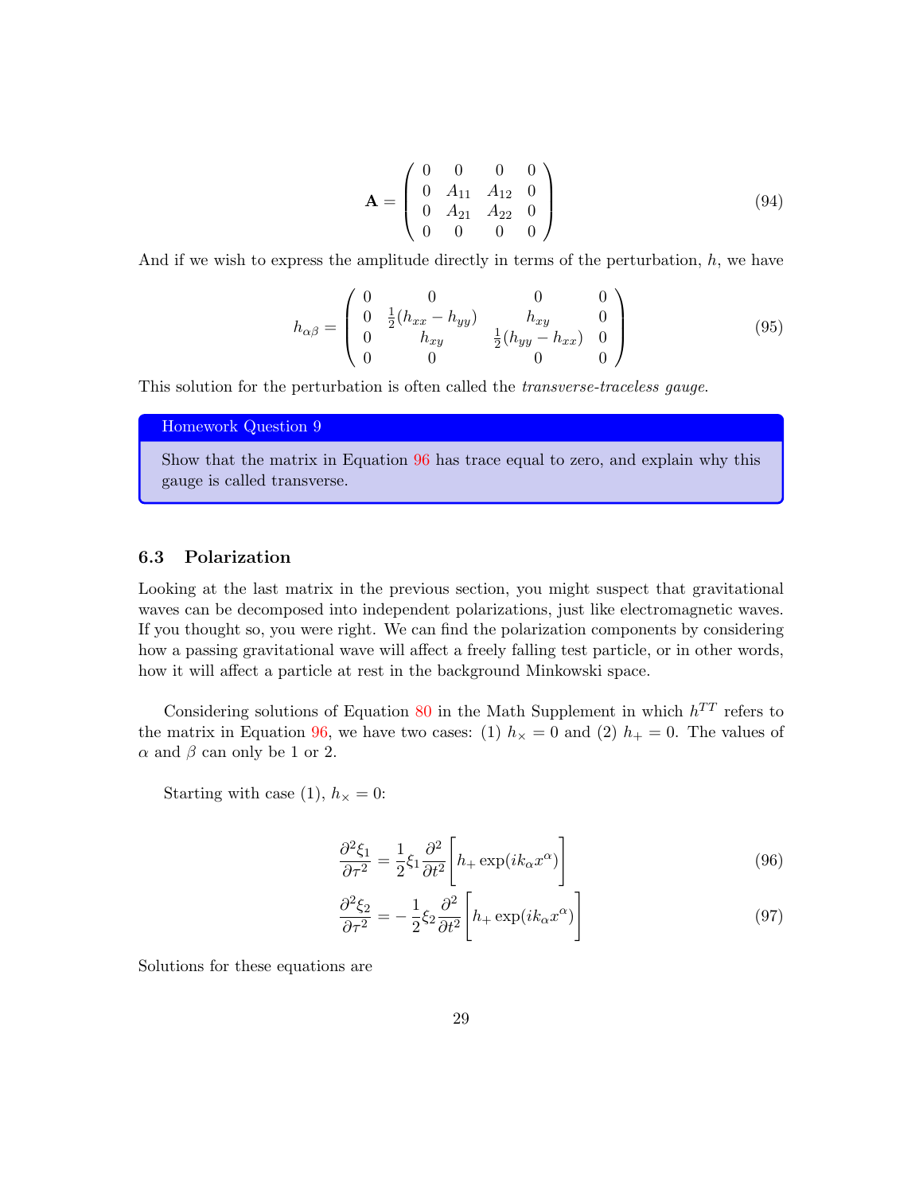$$\mathbf{A} = \begin{pmatrix} 0 & 0 & 0 & 0 \\ 0 & A_{11} & A_{12} & 0 \\ 0 & A_{21} & A_{22} & 0 \\ 0 & 0 & 0 & 0 \end{pmatrix} \tag{94}$$

And if we wish to express the amplitude directly in terms of the perturbation, $h$, we have

$$h_{\alpha\beta} = \begin{pmatrix} 0 & 0 & 0 & 0 \\ 0 & \frac{1}{2}(h_{xx} - h_{yy}) & h_{xy} & 0 \\ 0 & h_{xy} & \frac{1}{2}(h_{yy} - h_{xx}) & 0 \\ 0 & 0 & 0 & 0 \end{pmatrix} \tag{95}$$

This solution for the perturbation is often called the *transverse-traceless gauge*.

> **Homework Question 9**
>
> Show that the matrix in Equation 96 has trace equal to zero, and explain why this gauge is called transverse.

### 6.3 Polarization

Looking at the last matrix in the previous section, you might suspect that gravitational waves can be decomposed into independent polarizations, just like electromagnetic waves. If you thought so, you were right. We can find the polarization components by considering how a passing gravitational wave will affect a freely falling test particle, or in other words, how it will affect a particle at rest in the background Minkowski space.

Considering solutions of Equation 80 in the Math Supplement in which $h^{TT}$ refers to the matrix in Equation 96, we have two cases: (1) $h_\times = 0$ and (2) $h_+ = 0$. The values of $\alpha$ and $\beta$ can only be 1 or 2.

Starting with case (1), $h_\times = 0$:

$$\frac{\partial^2 \xi_1}{\partial \tau^2} = \frac{1}{2}\xi_1 \frac{\partial^2}{\partial t^2}\left[h_+ \exp(ik_\alpha x^\alpha)\right] \tag{96}$$

$$\frac{\partial^2 \xi_2}{\partial \tau^2} = -\frac{1}{2}\xi_2 \frac{\partial^2}{\partial t^2}\left[h_+ \exp(ik_\alpha x^\alpha)\right] \tag{97}$$

Solutions for these equations are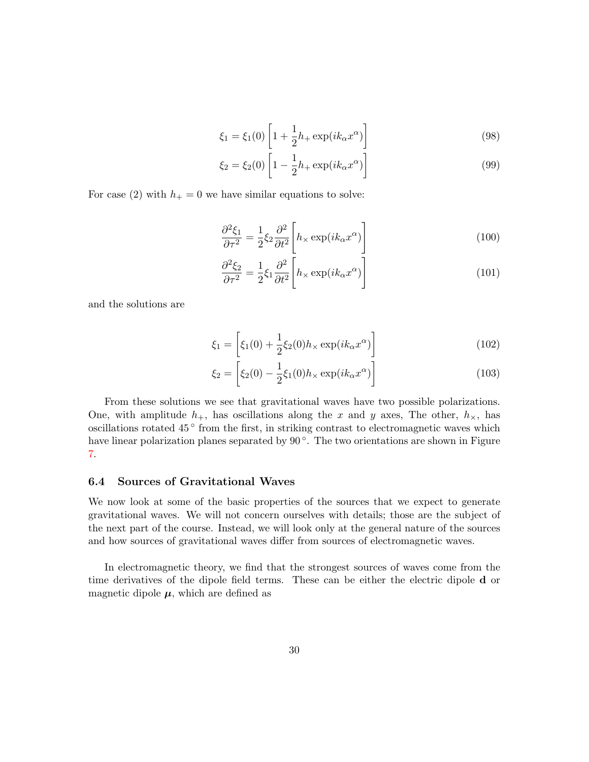$$\xi_1 = \xi_1(0)\left[1 + \frac{1}{2}h_+ \exp(ik_\alpha x^\alpha)\right] \tag{98}$$

$$\xi_2 = \xi_2(0)\left[1 - \frac{1}{2}h_+ \exp(ik_\alpha x^\alpha)\right] \tag{99}$$

For case (2) with $h_+ = 0$ we have similar equations to solve:

$$\frac{\partial^2 \xi_1}{\partial \tau^2} = \frac{1}{2}\xi_2 \frac{\partial^2}{\partial t^2}\left[h_\times \exp(ik_\alpha x^\alpha)\right] \tag{100}$$

$$\frac{\partial^2 \xi_2}{\partial \tau^2} = \frac{1}{2}\xi_1 \frac{\partial^2}{\partial t^2}\left[h_\times \exp(ik_\alpha x^\alpha)\right] \tag{101}$$

and the solutions are

$$\xi_1 = \left[\xi_1(0) + \frac{1}{2}\xi_2(0) h_\times \exp(ik_\alpha x^\alpha)\right] \tag{102}$$

$$\xi_2 = \left[\xi_2(0) - \frac{1}{2}\xi_1(0) h_\times \exp(ik_\alpha x^\alpha)\right] \tag{103}$$

From these solutions we see that gravitational waves have two possible polarizations. One, with amplitude $h_+$, has oscillations along the $x$ and $y$ axes, The other, $h_\times$, has oscillations rotated $45^\circ$ from the first, in striking contrast to electromagnetic waves which have linear polarization planes separated by $90^\circ$. The two orientations are shown in Figure 7.

### 6.4 Sources of Gravitational Waves

We now look at some of the basic properties of the sources that we expect to generate gravitational waves. We will not concern ourselves with details; those are the subject of the next part of the course. Instead, we will look only at the general nature of the sources and how sources of gravitational waves differ from sources of electromagnetic waves.

In electromagnetic theory, we find that the strongest sources of waves come from the time derivatives of the dipole field terms. These can be either the electric dipole $\mathbf{d}$ or magnetic dipole $\boldsymbol{\mu}$, which are defined as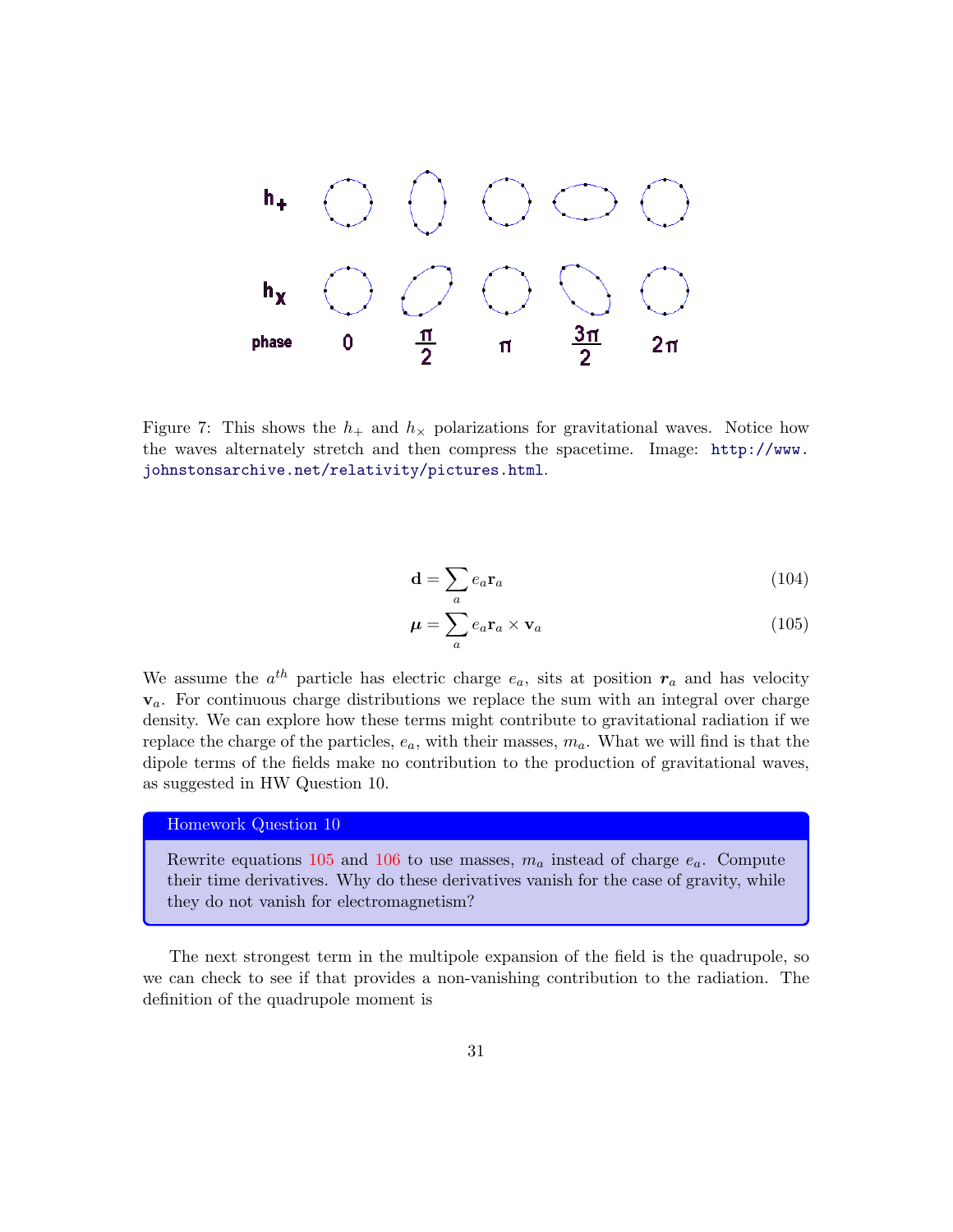Figure 7: This shows the $h_+$ and $h_\times$ polarizations for gravitational waves. Notice how the waves alternately stretch and then compress the spacetime. Image: http://www.johnstonsarchive.net/relativity/pictures.html.

$$\mathbf{d} = \sum_a e_a \mathbf{r}_a \tag{104}$$

$$\boldsymbol{\mu} = \sum_a e_a \mathbf{r}_a \times \mathbf{v}_a \tag{105}$$

We assume the $a^{th}$ particle has electric charge $e_a$, sits at position $\boldsymbol{r}_a$ and has velocity $\mathbf{v}_a$. For continuous charge distributions we replace the sum with an integral over charge density. We can explore how these terms might contribute to gravitational radiation if we replace the charge of the particles, $e_a$, with their masses, $m_a$. What we will find is that the dipole terms of the fields make no contribution to the production of gravitational waves, as suggested in HW Question 10.

**Homework Question 10**

Rewrite equations 105 and 106 to use masses, $m_a$ instead of charge $e_a$. Compute their time derivatives. Why do these derivatives vanish for the case of gravity, while they do not vanish for electromagnetism?

The next strongest term in the multipole expansion of the field is the quadrupole, so we can check to see if that provides a non-vanishing contribution to the radiation. The definition of the quadrupole moment is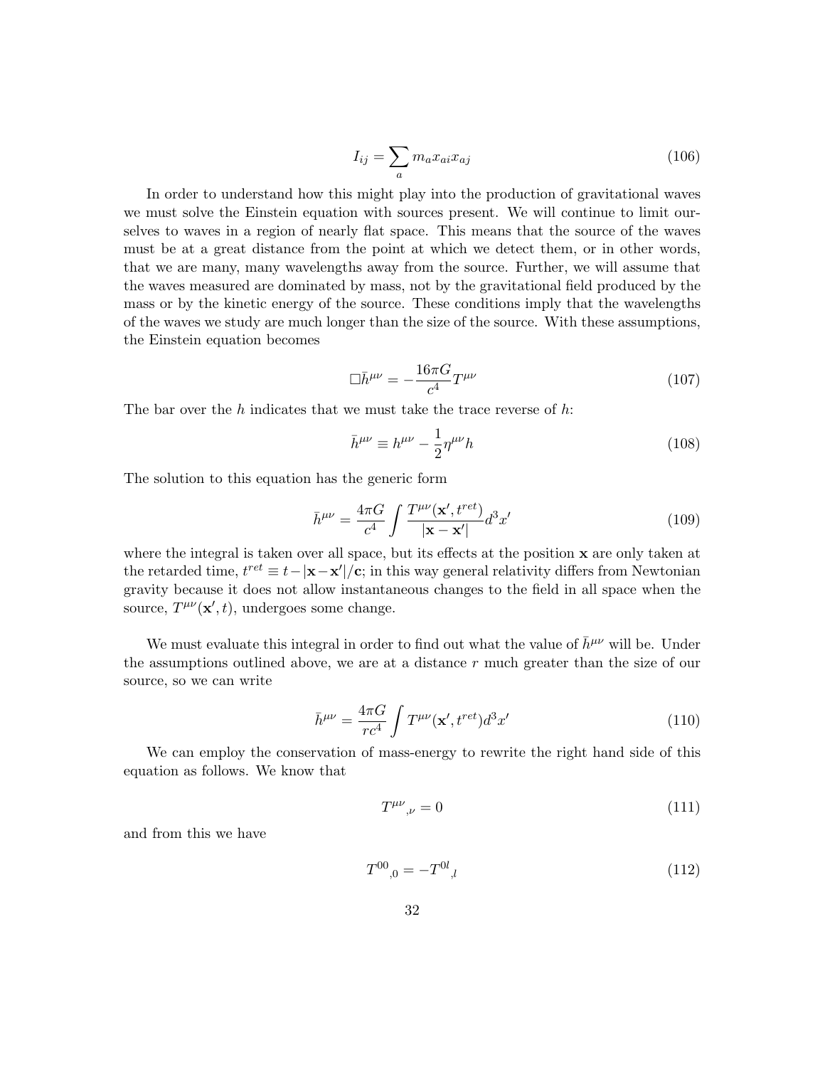$$I_{ij} = \sum_a m_a x_{ai} x_{aj} \tag{106}$$

In order to understand how this might play into the production of gravitational waves we must solve the Einstein equation with sources present. We will continue to limit ourselves to waves in a region of nearly flat space. This means that the source of the waves must be at a great distance from the point at which we detect them, or in other words, that we are many, many wavelengths away from the source. Further, we will assume that the waves measured are dominated by mass, not by the gravitational field produced by the mass or by the kinetic energy of the source. These conditions imply that the wavelengths of the waves we study are much longer than the size of the source. With these assumptions, the Einstein equation becomes

$$\Box \bar{h}^{\mu\nu} = -\frac{16\pi G}{c^4} T^{\mu\nu} \tag{107}$$

The bar over the $h$ indicates that we must take the trace reverse of $h$:

$$\bar{h}^{\mu\nu} \equiv h^{\mu\nu} - \frac{1}{2}\eta^{\mu\nu} h \tag{108}$$

The solution to this equation has the generic form

$$\bar{h}^{\mu\nu} = \frac{4\pi G}{c^4} \int \frac{T^{\mu\nu}(\mathbf{x}', t^{ret})}{|\mathbf{x} - \mathbf{x}'|} d^3x' \tag{109}$$

where the integral is taken over all space, but its effects at the position $\mathbf{x}$ are only taken at the retarded time, $t^{ret} \equiv t - |\mathbf{x} - \mathbf{x}'|/\mathbf{c}$; in this way general relativity differs from Newtonian gravity because it does not allow instantaneous changes to the field in all space when the source, $T^{\mu\nu}(\mathbf{x}', t)$, undergoes some change.

We must evaluate this integral in order to find out what the value of $\bar{h}^{\mu\nu}$ will be. Under the assumptions outlined above, we are at a distance $r$ much greater than the size of our source, so we can write

$$\bar{h}^{\mu\nu} = \frac{4\pi G}{rc^4} \int T^{\mu\nu}(\mathbf{x}', t^{ret}) d^3x' \tag{110}$$

We can employ the conservation of mass-energy to rewrite the right hand side of this equation as follows. We know that

$$T^{\mu\nu}{}_{,\nu} = 0 \tag{111}$$

and from this we have

$$T^{00}{}_{,0} = -T^{0l}{}_{,l} \tag{112}$$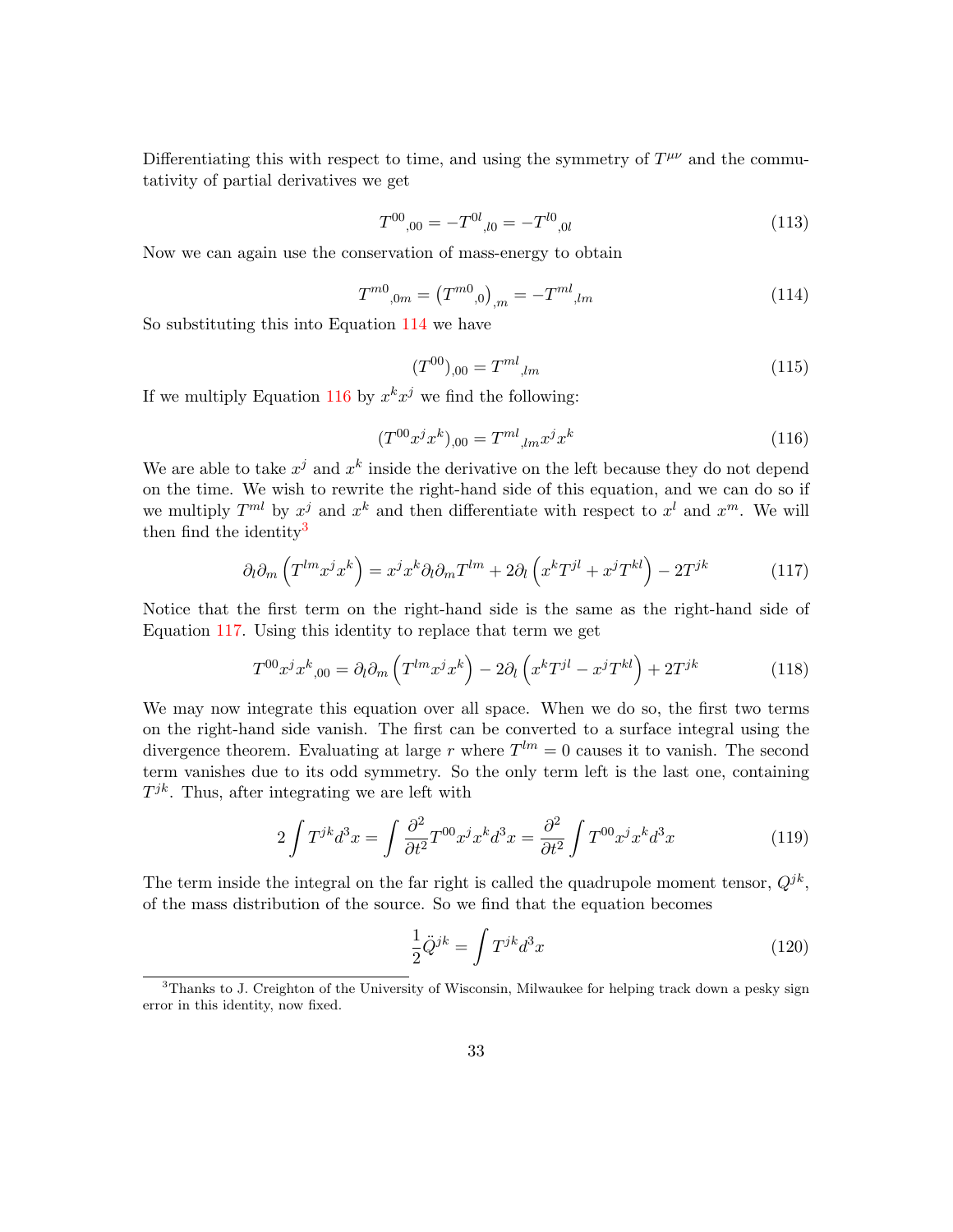Differentiating this with respect to time, and using the symmetry of $T^{\mu\nu}$ and the commutativity of partial derivatives we get

$$T^{00}{}_{,00} = -T^{0l}{}_{,l0} = -T^{l0}{}_{,0l} \tag{113}$$

Now we can again use the conservation of mass-energy to obtain

$$T^{m0}{}_{,0m} = \left(T^{m0}{}_{,0}\right)_{,m} = -T^{ml}{}_{,lm} \tag{114}$$

So substituting this into Equation 114 we have

$$(T^{00})_{,00} = T^{ml}{}_{,lm} \tag{115}$$

If we multiply Equation 116 by $x^k x^j$ we find the following:

$$(T^{00} x^j x^k)_{,00} = T^{ml}{}_{,lm} x^j x^k \tag{116}$$

We are able to take $x^j$ and $x^k$ inside the derivative on the left because they do not depend on the time. We wish to rewrite the right-hand side of this equation, and we can do so if we multiply $T^{ml}$ by $x^j$ and $x^k$ and then differentiate with respect to $x^l$ and $x^m$. We will then find the identity[3]

$$\partial_l \partial_m \left(T^{lm} x^j x^k\right) = x^j x^k \partial_l \partial_m T^{lm} + 2\partial_l \left(x^k T^{jl} + x^j T^{kl}\right) - 2T^{jk} \tag{117}$$

Notice that the first term on the right-hand side is the same as the right-hand side of Equation 117. Using this identity to replace that term we get

$$T^{00} x^j x^k{}_{,00} = \partial_l \partial_m \left(T^{lm} x^j x^k\right) - 2\partial_l \left(x^k T^{jl} - x^j T^{kl}\right) + 2T^{jk} \tag{118}$$

We may now integrate this equation over all space. When we do so, the first two terms on the right-hand side vanish. The first can be converted to a surface integral using the divergence theorem. Evaluating at large $r$ where $T^{lm} = 0$ causes it to vanish. The second term vanishes due to its odd symmetry. So the only term left is the last one, containing $T^{jk}$. Thus, after integrating we are left with

$$2\int T^{jk} d^3x = \int \frac{\partial^2}{\partial t^2} T^{00} x^j x^k d^3x = \frac{\partial^2}{\partial t^2} \int T^{00} x^j x^k d^3x \tag{119}$$

The term inside the integral on the far right is called the quadrupole moment tensor, $Q^{jk}$, of the mass distribution of the source. So we find that the equation becomes

$$\frac{1}{2}\ddot{Q}^{jk} = \int T^{jk} d^3x \tag{120}$$

[3] Thanks to J. Creighton of the University of Wisconsin, Milwaukee for helping track down a pesky sign error in this identity, now fixed.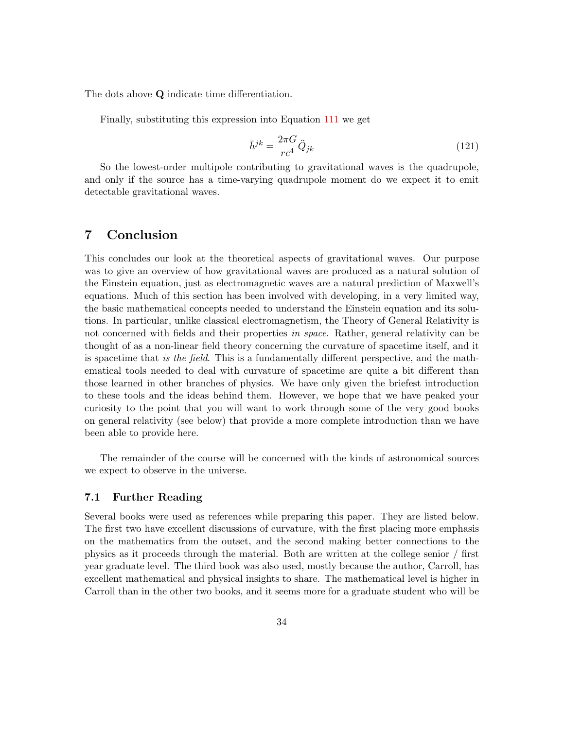The dots above $\mathbf{Q}$ indicate time differentiation.

Finally, substituting this expression into Equation 111 we get

$$\bar{h}^{jk} = \frac{2\pi G}{rc^4} \ddot{Q}_{jk} \tag{121}$$

So the lowest-order multipole contributing to gravitational waves is the quadrupole, and only if the source has a time-varying quadrupole moment do we expect it to emit detectable gravitational waves.

## 7 Conclusion

This concludes our look at the theoretical aspects of gravitational waves. Our purpose was to give an overview of how gravitational waves are produced as a natural solution of the Einstein equation, just as electromagnetic waves are a natural prediction of Maxwell's equations. Much of this section has been involved with developing, in a very limited way, the basic mathematical concepts needed to understand the Einstein equation and its solutions. In particular, unlike classical electromagnetism, the Theory of General Relativity is not concerned with fields and their properties *in space*. Rather, general relativity can be thought of as a non-linear field theory concerning the curvature of spacetime itself, and it is spacetime that *is the field*. This is a fundamentally different perspective, and the mathematical tools needed to deal with curvature of spacetime are quite a bit different than those learned in other branches of physics. We have only given the briefest introduction to these tools and the ideas behind them. However, we hope that we have peaked your curiosity to the point that you will want to work through some of the very good books on general relativity (see below) that provide a more complete introduction than we have been able to provide here.

The remainder of the course will be concerned with the kinds of astronomical sources we expect to observe in the universe.

### 7.1 Further Reading

Several books were used as references while preparing this paper. They are listed below. The first two have excellent discussions of curvature, with the first placing more emphasis on the mathematics from the outset, and the second making better connections to the physics as it proceeds through the material. Both are written at the college senior / first year graduate level. The third book was also used, mostly because the author, Carroll, has excellent mathematical and physical insights to share. The mathematical level is higher in Carroll than in the other two books, and it seems more for a graduate student who will be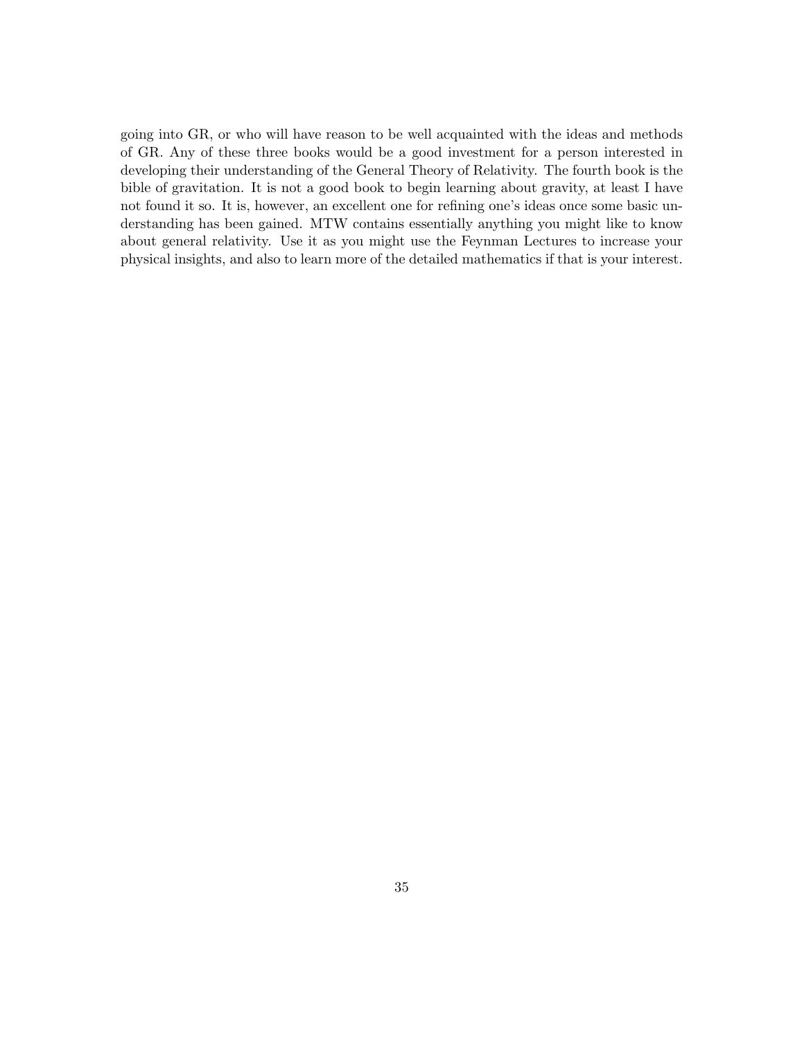going into GR, or who will have reason to be well acquainted with the ideas and methods of GR. Any of these three books would be a good investment for a person interested in developing their understanding of the General Theory of Relativity. The fourth book is the bible of gravitation. It is not a good book to begin learning about gravity, at least I have not found it so. It is, however, an excellent one for refining one's ideas once some basic understanding has been gained. MTW contains essentially anything you might like to know about general relativity. Use it as you might use the Feynman Lectures to increase your physical insights, and also to learn more of the detailed mathematics if that is your interest.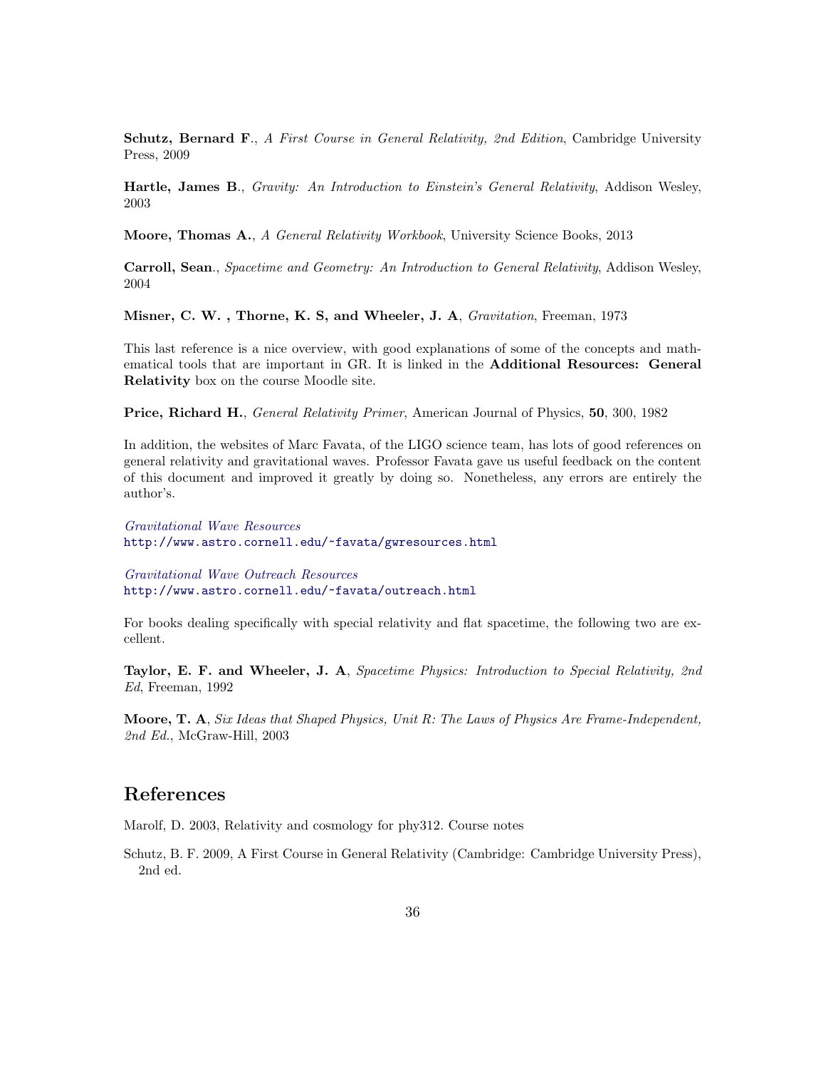**Schutz, Bernard F.**, *A First Course in General Relativity, 2nd Edition*, Cambridge University Press, 2009

**Hartle, James B.**, *Gravity: An Introduction to Einstein's General Relativity*, Addison Wesley, 2003

**Moore, Thomas A.**, *A General Relativity Workbook*, University Science Books, 2013

**Carroll, Sean.**, *Spacetime and Geometry: An Introduction to General Relativity*, Addison Wesley, 2004

**Misner, C. W. , Thorne, K. S, and Wheeler, J. A**, *Gravitation*, Freeman, 1973

This last reference is a nice overview, with good explanations of some of the concepts and mathematical tools that are important in GR. It is linked in the **Additional Resources: General Relativity** box on the course Moodle site.

**Price, Richard H.**, *General Relativity Primer*, American Journal of Physics, **50**, 300, 1982

In addition, the websites of Marc Favata, of the LIGO science team, has lots of good references on general relativity and gravitational waves. Professor Favata gave us useful feedback on the content of this document and improved it greatly by doing so. Nonetheless, any errors are entirely the author's.

*Gravitational Wave Resources*
`http://www.astro.cornell.edu/~favata/gwresources.html`

*Gravitational Wave Outreach Resources*
`http://www.astro.cornell.edu/~favata/outreach.html`

For books dealing specifically with special relativity and flat spacetime, the following two are excellent.

**Taylor, E. F. and Wheeler, J. A**, *Spacetime Physics: Introduction to Special Relativity, 2nd Ed*, Freeman, 1992

**Moore, T. A**, *Six Ideas that Shaped Physics, Unit R: The Laws of Physics Are Frame-Independent, 2nd Ed.*, McGraw-Hill, 2003

## References

Marolf, D. 2003, Relativity and cosmology for phy312. Course notes

Schutz, B. F. 2009, A First Course in General Relativity (Cambridge: Cambridge University Press), 2nd ed.